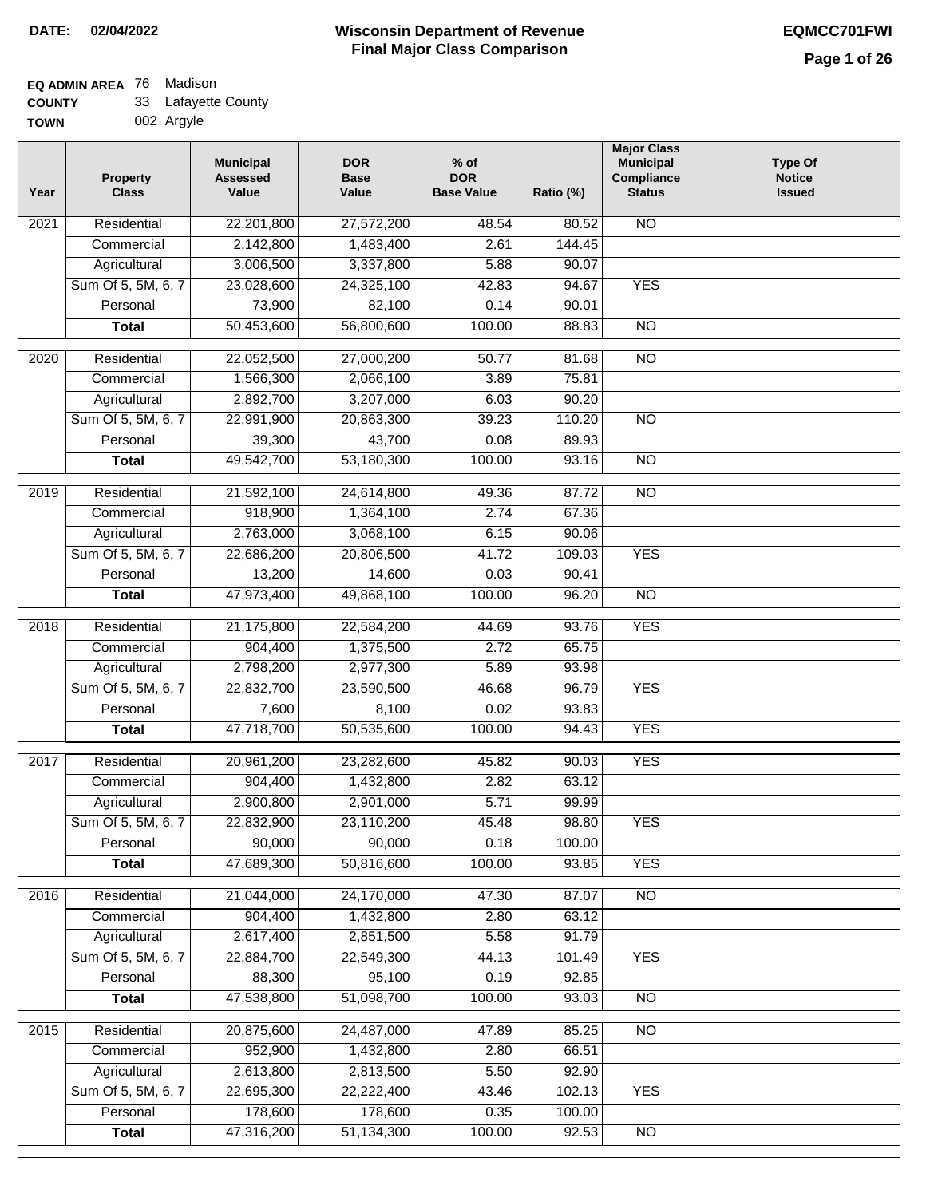**DATE:** 02/04/2022

# Wisconsin Department of Revenue
## Final Major Class Comparison

EQMCC701FWI

**EQ ADMIN AREA** 76 Madison
**COUNTY** 33 Lafayette County
**TOWN** 002 Argyle

| Year | Property Class | Municipal Assessed Value | DOR Base Value | % of DOR Base Value | Ratio (%) | Major Class Municipal Compliance Status | Type Of Notice Issued |
|---|---|---|---|---|---|---|---|
| 2021 | Residential | 22,201,800 | 27,572,200 | 48.54 | 80.52 | NO | |
| | Commercial | 2,142,800 | 1,483,400 | 2.61 | 144.45 | | |
| | Agricultural | 3,006,500 | 3,337,800 | 5.88 | 90.07 | | |
| | Sum Of 5, 5M, 6, 7 | 23,028,600 | 24,325,100 | 42.83 | 94.67 | YES | |
| | Personal | 73,900 | 82,100 | 0.14 | 90.01 | | |
| | **Total** | 50,453,600 | 56,800,600 | 100.00 | 88.83 | NO | |
| 2020 | Residential | 22,052,500 | 27,000,200 | 50.77 | 81.68 | NO | |
| | Commercial | 1,566,300 | 2,066,100 | 3.89 | 75.81 | | |
| | Agricultural | 2,892,700 | 3,207,000 | 6.03 | 90.20 | | |
| | Sum Of 5, 5M, 6, 7 | 22,991,900 | 20,863,300 | 39.23 | 110.20 | NO | |
| | Personal | 39,300 | 43,700 | 0.08 | 89.93 | | |
| | **Total** | 49,542,700 | 53,180,300 | 100.00 | 93.16 | NO | |
| 2019 | Residential | 21,592,100 | 24,614,800 | 49.36 | 87.72 | NO | |
| | Commercial | 918,900 | 1,364,100 | 2.74 | 67.36 | | |
| | Agricultural | 2,763,000 | 3,068,100 | 6.15 | 90.06 | | |
| | Sum Of 5, 5M, 6, 7 | 22,686,200 | 20,806,500 | 41.72 | 109.03 | YES | |
| | Personal | 13,200 | 14,600 | 0.03 | 90.41 | | |
| | **Total** | 47,973,400 | 49,868,100 | 100.00 | 96.20 | NO | |
| 2018 | Residential | 21,175,800 | 22,584,200 | 44.69 | 93.76 | YES | |
| | Commercial | 904,400 | 1,375,500 | 2.72 | 65.75 | | |
| | Agricultural | 2,798,200 | 2,977,300 | 5.89 | 93.98 | | |
| | Sum Of 5, 5M, 6, 7 | 22,832,700 | 23,590,500 | 46.68 | 96.79 | YES | |
| | Personal | 7,600 | 8,100 | 0.02 | 93.83 | | |
| | **Total** | 47,718,700 | 50,535,600 | 100.00 | 94.43 | YES | |
| 2017 | Residential | 20,961,200 | 23,282,600 | 45.82 | 90.03 | YES | |
| | Commercial | 904,400 | 1,432,800 | 2.82 | 63.12 | | |
| | Agricultural | 2,900,800 | 2,901,000 | 5.71 | 99.99 | | |
| | Sum Of 5, 5M, 6, 7 | 22,832,900 | 23,110,200 | 45.48 | 98.80 | YES | |
| | Personal | 90,000 | 90,000 | 0.18 | 100.00 | | |
| | **Total** | 47,689,300 | 50,816,600 | 100.00 | 93.85 | YES | |
| 2016 | Residential | 21,044,000 | 24,170,000 | 47.30 | 87.07 | NO | |
| | Commercial | 904,400 | 1,432,800 | 2.80 | 63.12 | | |
| | Agricultural | 2,617,400 | 2,851,500 | 5.58 | 91.79 | | |
| | Sum Of 5, 5M, 6, 7 | 22,884,700 | 22,549,300 | 44.13 | 101.49 | YES | |
| | Personal | 88,300 | 95,100 | 0.19 | 92.85 | | |
| | **Total** | 47,538,800 | 51,098,700 | 100.00 | 93.03 | NO | |
| 2015 | Residential | 20,875,600 | 24,487,000 | 47.89 | 85.25 | NO | |
| | Commercial | 952,900 | 1,432,800 | 2.80 | 66.51 | | |
| | Agricultural | 2,613,800 | 2,813,500 | 5.50 | 92.90 | | |
| | Sum Of 5, 5M, 6, 7 | 22,695,300 | 22,222,400 | 43.46 | 102.13 | YES | |
| | Personal | 178,600 | 178,600 | 0.35 | 100.00 | | |
| | **Total** | 47,316,200 | 51,134,300 | 100.00 | 92.53 | NO | |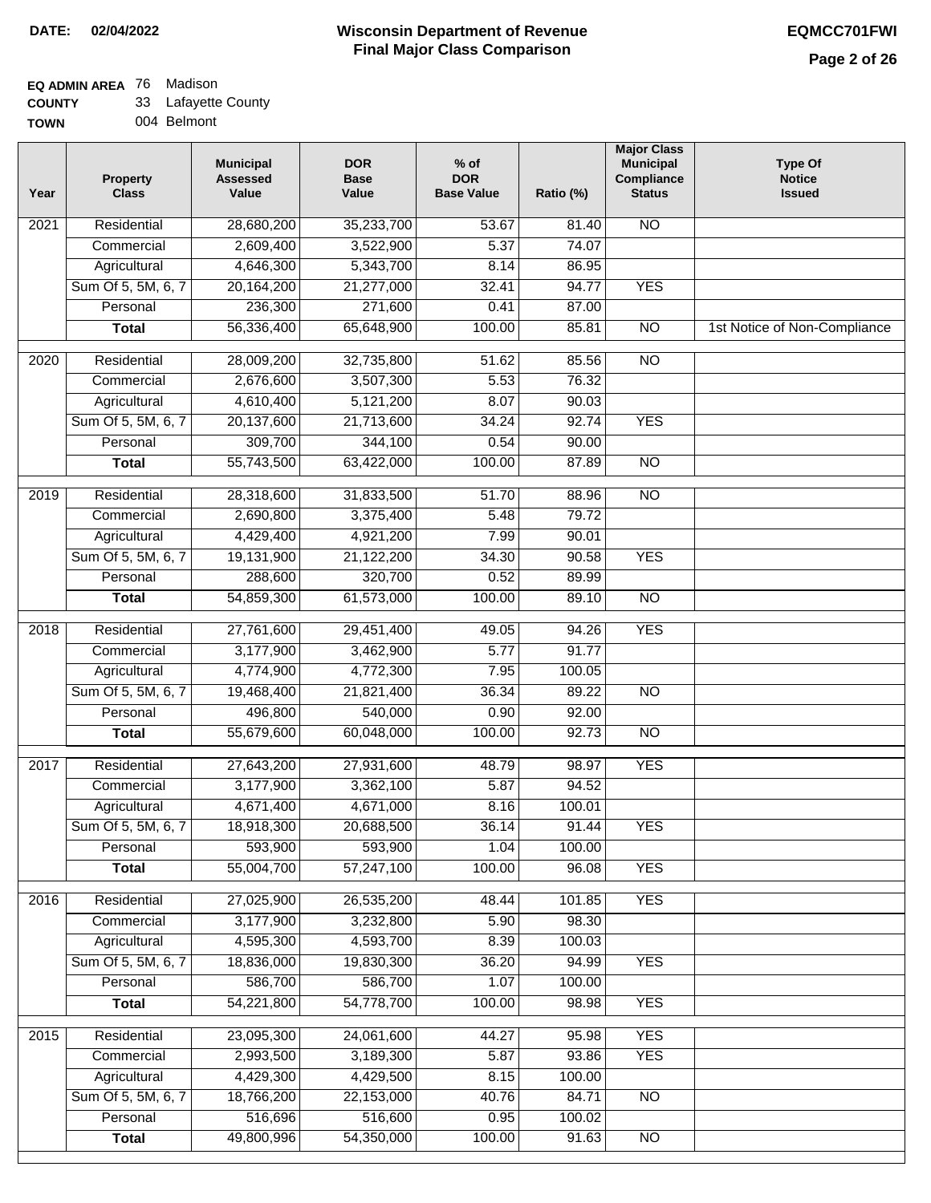**DATE:** 02/04/2022

# Wisconsin Department of Revenue
## Final Major Class Comparison

**EQMCC701FWI**

**EQ ADMIN AREA** 76 Madison
**COUNTY** 33 Lafayette County
**TOWN** 004 Belmont

| Year | Property Class | Municipal Assessed Value | DOR Base Value | % of DOR Base Value | Ratio (%) | Major Class Municipal Compliance Status | Type Of Notice Issued |
|---|---|---|---|---|---|---|---|
| 2021 | Residential | 28,680,200 | 35,233,700 | 53.67 | 81.40 | NO | |
| | Commercial | 2,609,400 | 3,522,900 | 5.37 | 74.07 | | |
| | Agricultural | 4,646,300 | 5,343,700 | 8.14 | 86.95 | | |
| | Sum Of 5, 5M, 6, 7 | 20,164,200 | 21,277,000 | 32.41 | 94.77 | YES | |
| | Personal | 236,300 | 271,600 | 0.41 | 87.00 | | |
| | **Total** | 56,336,400 | 65,648,900 | 100.00 | 85.81 | NO | 1st Notice of Non-Compliance |
| 2020 | Residential | 28,009,200 | 32,735,800 | 51.62 | 85.56 | NO | |
| | Commercial | 2,676,600 | 3,507,300 | 5.53 | 76.32 | | |
| | Agricultural | 4,610,400 | 5,121,200 | 8.07 | 90.03 | | |
| | Sum Of 5, 5M, 6, 7 | 20,137,600 | 21,713,600 | 34.24 | 92.74 | YES | |
| | Personal | 309,700 | 344,100 | 0.54 | 90.00 | | |
| | **Total** | 55,743,500 | 63,422,000 | 100.00 | 87.89 | NO | |
| 2019 | Residential | 28,318,600 | 31,833,500 | 51.70 | 88.96 | NO | |
| | Commercial | 2,690,800 | 3,375,400 | 5.48 | 79.72 | | |
| | Agricultural | 4,429,400 | 4,921,200 | 7.99 | 90.01 | | |
| | Sum Of 5, 5M, 6, 7 | 19,131,900 | 21,122,200 | 34.30 | 90.58 | YES | |
| | Personal | 288,600 | 320,700 | 0.52 | 89.99 | | |
| | **Total** | 54,859,300 | 61,573,000 | 100.00 | 89.10 | NO | |
| 2018 | Residential | 27,761,600 | 29,451,400 | 49.05 | 94.26 | YES | |
| | Commercial | 3,177,900 | 3,462,900 | 5.77 | 91.77 | | |
| | Agricultural | 4,774,900 | 4,772,300 | 7.95 | 100.05 | | |
| | Sum Of 5, 5M, 6, 7 | 19,468,400 | 21,821,400 | 36.34 | 89.22 | NO | |
| | Personal | 496,800 | 540,000 | 0.90 | 92.00 | | |
| | **Total** | 55,679,600 | 60,048,000 | 100.00 | 92.73 | NO | |
| 2017 | Residential | 27,643,200 | 27,931,600 | 48.79 | 98.97 | YES | |
| | Commercial | 3,177,900 | 3,362,100 | 5.87 | 94.52 | | |
| | Agricultural | 4,671,400 | 4,671,000 | 8.16 | 100.01 | | |
| | Sum Of 5, 5M, 6, 7 | 18,918,300 | 20,688,500 | 36.14 | 91.44 | YES | |
| | Personal | 593,900 | 593,900 | 1.04 | 100.00 | | |
| | **Total** | 55,004,700 | 57,247,100 | 100.00 | 96.08 | YES | |
| 2016 | Residential | 27,025,900 | 26,535,200 | 48.44 | 101.85 | YES | |
| | Commercial | 3,177,900 | 3,232,800 | 5.90 | 98.30 | | |
| | Agricultural | 4,595,300 | 4,593,700 | 8.39 | 100.03 | | |
| | Sum Of 5, 5M, 6, 7 | 18,836,000 | 19,830,300 | 36.20 | 94.99 | YES | |
| | Personal | 586,700 | 586,700 | 1.07 | 100.00 | | |
| | **Total** | 54,221,800 | 54,778,700 | 100.00 | 98.98 | YES | |
| 2015 | Residential | 23,095,300 | 24,061,600 | 44.27 | 95.98 | YES | |
| | Commercial | 2,993,500 | 3,189,300 | 5.87 | 93.86 | YES | |
| | Agricultural | 4,429,300 | 4,429,500 | 8.15 | 100.00 | | |
| | Sum Of 5, 5M, 6, 7 | 18,766,200 | 22,153,000 | 40.76 | 84.71 | NO | |
| | Personal | 516,696 | 516,600 | 0.95 | 100.02 | | |
| | **Total** | 49,800,996 | 54,350,000 | 100.00 | 91.63 | NO | |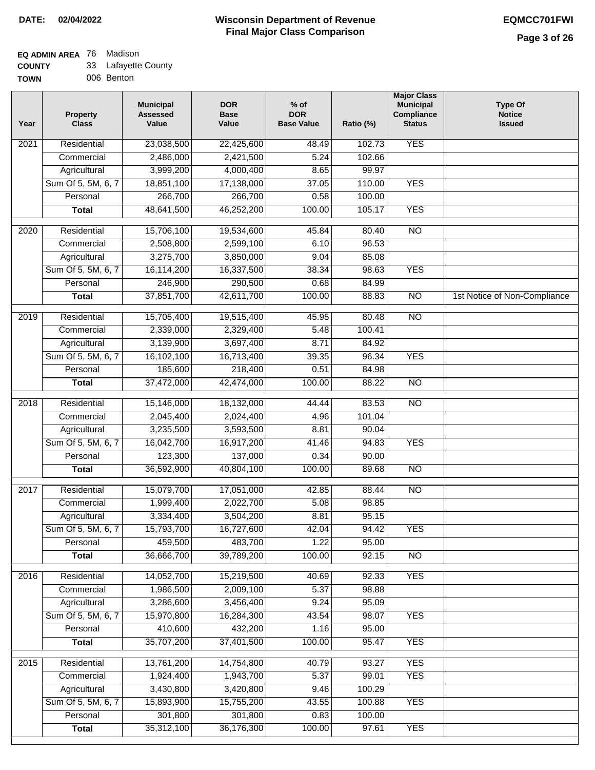DATE: 02/04/2022

# Wisconsin Department of Revenue
## Final Major Class Comparison

EQMCC701FWI

**EQ ADMIN AREA** 76 Madison
**COUNTY** 33 Lafayette County
**TOWN** 006 Benton

| Year | Property Class | Municipal Assessed Value | DOR Base Value | % of DOR Base Value | Ratio (%) | Major Class Municipal Compliance Status | Type Of Notice Issued |
|---|---|---|---|---|---|---|---|
| 2021 | Residential | 23,038,500 | 22,425,600 | 48.49 | 102.73 | YES | |
| | Commercial | 2,486,000 | 2,421,500 | 5.24 | 102.66 | | |
| | Agricultural | 3,999,200 | 4,000,400 | 8.65 | 99.97 | | |
| | Sum Of 5, 5M, 6, 7 | 18,851,100 | 17,138,000 | 37.05 | 110.00 | YES | |
| | Personal | 266,700 | 266,700 | 0.58 | 100.00 | | |
| | **Total** | 48,641,500 | 46,252,200 | 100.00 | 105.17 | YES | |
| 2020 | Residential | 15,706,100 | 19,534,600 | 45.84 | 80.40 | NO | |
| | Commercial | 2,508,800 | 2,599,100 | 6.10 | 96.53 | | |
| | Agricultural | 3,275,700 | 3,850,000 | 9.04 | 85.08 | | |
| | Sum Of 5, 5M, 6, 7 | 16,114,200 | 16,337,500 | 38.34 | 98.63 | YES | |
| | Personal | 246,900 | 290,500 | 0.68 | 84.99 | | |
| | **Total** | 37,851,700 | 42,611,700 | 100.00 | 88.83 | NO | 1st Notice of Non-Compliance |
| 2019 | Residential | 15,705,400 | 19,515,400 | 45.95 | 80.48 | NO | |
| | Commercial | 2,339,000 | 2,329,400 | 5.48 | 100.41 | | |
| | Agricultural | 3,139,900 | 3,697,400 | 8.71 | 84.92 | | |
| | Sum Of 5, 5M, 6, 7 | 16,102,100 | 16,713,400 | 39.35 | 96.34 | YES | |
| | Personal | 185,600 | 218,400 | 0.51 | 84.98 | | |
| | **Total** | 37,472,000 | 42,474,000 | 100.00 | 88.22 | NO | |
| 2018 | Residential | 15,146,000 | 18,132,000 | 44.44 | 83.53 | NO | |
| | Commercial | 2,045,400 | 2,024,400 | 4.96 | 101.04 | | |
| | Agricultural | 3,235,500 | 3,593,500 | 8.81 | 90.04 | | |
| | Sum Of 5, 5M, 6, 7 | 16,042,700 | 16,917,200 | 41.46 | 94.83 | YES | |
| | Personal | 123,300 | 137,000 | 0.34 | 90.00 | | |
| | **Total** | 36,592,900 | 40,804,100 | 100.00 | 89.68 | NO | |
| 2017 | Residential | 15,079,700 | 17,051,000 | 42.85 | 88.44 | NO | |
| | Commercial | 1,999,400 | 2,022,700 | 5.08 | 98.85 | | |
| | Agricultural | 3,334,400 | 3,504,200 | 8.81 | 95.15 | | |
| | Sum Of 5, 5M, 6, 7 | 15,793,700 | 16,727,600 | 42.04 | 94.42 | YES | |
| | Personal | 459,500 | 483,700 | 1.22 | 95.00 | | |
| | **Total** | 36,666,700 | 39,789,200 | 100.00 | 92.15 | NO | |
| 2016 | Residential | 14,052,700 | 15,219,500 | 40.69 | 92.33 | YES | |
| | Commercial | 1,986,500 | 2,009,100 | 5.37 | 98.88 | | |
| | Agricultural | 3,286,600 | 3,456,400 | 9.24 | 95.09 | | |
| | Sum Of 5, 5M, 6, 7 | 15,970,800 | 16,284,300 | 43.54 | 98.07 | YES | |
| | Personal | 410,600 | 432,200 | 1.16 | 95.00 | | |
| | **Total** | 35,707,200 | 37,401,500 | 100.00 | 95.47 | YES | |
| 2015 | Residential | 13,761,200 | 14,754,800 | 40.79 | 93.27 | YES | |
| | Commercial | 1,924,400 | 1,943,700 | 5.37 | 99.01 | YES | |
| | Agricultural | 3,430,800 | 3,420,800 | 9.46 | 100.29 | | |
| | Sum Of 5, 5M, 6, 7 | 15,893,900 | 15,755,200 | 43.55 | 100.88 | YES | |
| | Personal | 301,800 | 301,800 | 0.83 | 100.00 | | |
| | **Total** | 35,312,100 | 36,176,300 | 100.00 | 97.61 | YES | |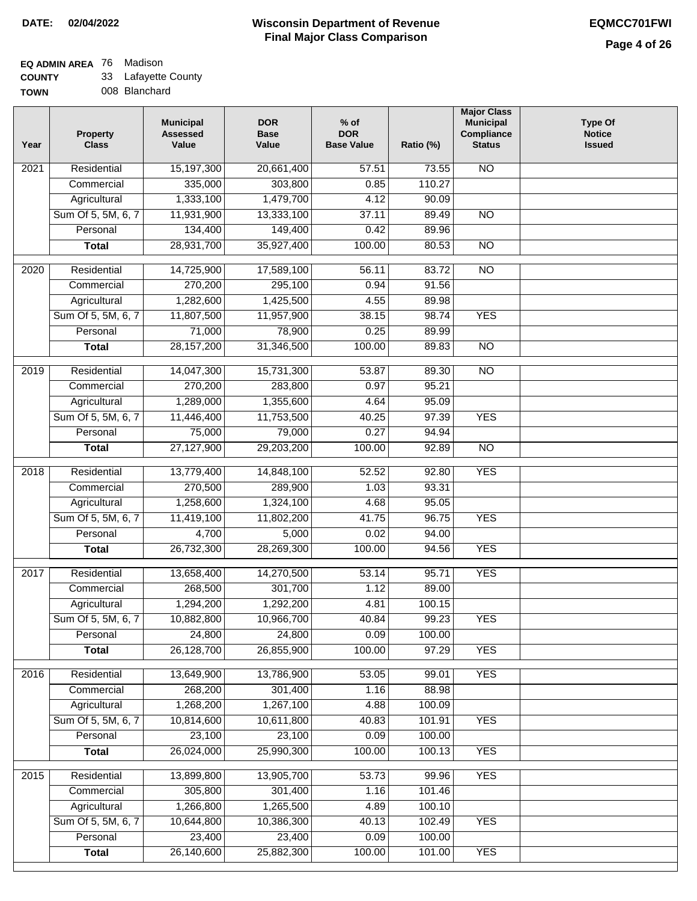**DATE:** 02/04/2022

# Wisconsin Department of Revenue
## Final Major Class Comparison

**EQMCC701FWI**

**EQ ADMIN AREA** 76 Madison
**COUNTY** 33 Lafayette County
**TOWN** 008 Blanchard

| Year | Property Class | Municipal Assessed Value | DOR Base Value | % of DOR Base Value | Ratio (%) | Major Class Municipal Compliance Status | Type Of Notice Issued |
|---|---|---|---|---|---|---|---|
| 2021 | Residential | 15,197,300 | 20,661,400 | 57.51 | 73.55 | NO | |
| | Commercial | 335,000 | 303,800 | 0.85 | 110.27 | | |
| | Agricultural | 1,333,100 | 1,479,700 | 4.12 | 90.09 | | |
| | Sum Of 5, 5M, 6, 7 | 11,931,900 | 13,333,100 | 37.11 | 89.49 | NO | |
| | Personal | 134,400 | 149,400 | 0.42 | 89.96 | | |
| | **Total** | 28,931,700 | 35,927,400 | 100.00 | 80.53 | NO | |
| 2020 | Residential | 14,725,900 | 17,589,100 | 56.11 | 83.72 | NO | |
| | Commercial | 270,200 | 295,100 | 0.94 | 91.56 | | |
| | Agricultural | 1,282,600 | 1,425,500 | 4.55 | 89.98 | | |
| | Sum Of 5, 5M, 6, 7 | 11,807,500 | 11,957,900 | 38.15 | 98.74 | YES | |
| | Personal | 71,000 | 78,900 | 0.25 | 89.99 | | |
| | **Total** | 28,157,200 | 31,346,500 | 100.00 | 89.83 | NO | |
| 2019 | Residential | 14,047,300 | 15,731,300 | 53.87 | 89.30 | NO | |
| | Commercial | 270,200 | 283,800 | 0.97 | 95.21 | | |
| | Agricultural | 1,289,000 | 1,355,600 | 4.64 | 95.09 | | |
| | Sum Of 5, 5M, 6, 7 | 11,446,400 | 11,753,500 | 40.25 | 97.39 | YES | |
| | Personal | 75,000 | 79,000 | 0.27 | 94.94 | | |
| | **Total** | 27,127,900 | 29,203,200 | 100.00 | 92.89 | NO | |
| 2018 | Residential | 13,779,400 | 14,848,100 | 52.52 | 92.80 | YES | |
| | Commercial | 270,500 | 289,900 | 1.03 | 93.31 | | |
| | Agricultural | 1,258,600 | 1,324,100 | 4.68 | 95.05 | | |
| | Sum Of 5, 5M, 6, 7 | 11,419,100 | 11,802,200 | 41.75 | 96.75 | YES | |
| | Personal | 4,700 | 5,000 | 0.02 | 94.00 | | |
| | **Total** | 26,732,300 | 28,269,300 | 100.00 | 94.56 | YES | |
| 2017 | Residential | 13,658,400 | 14,270,500 | 53.14 | 95.71 | YES | |
| | Commercial | 268,500 | 301,700 | 1.12 | 89.00 | | |
| | Agricultural | 1,294,200 | 1,292,200 | 4.81 | 100.15 | | |
| | Sum Of 5, 5M, 6, 7 | 10,882,800 | 10,966,700 | 40.84 | 99.23 | YES | |
| | Personal | 24,800 | 24,800 | 0.09 | 100.00 | | |
| | **Total** | 26,128,700 | 26,855,900 | 100.00 | 97.29 | YES | |
| 2016 | Residential | 13,649,900 | 13,786,900 | 53.05 | 99.01 | YES | |
| | Commercial | 268,200 | 301,400 | 1.16 | 88.98 | | |
| | Agricultural | 1,268,200 | 1,267,100 | 4.88 | 100.09 | | |
| | Sum Of 5, 5M, 6, 7 | 10,814,600 | 10,611,800 | 40.83 | 101.91 | YES | |
| | Personal | 23,100 | 23,100 | 0.09 | 100.00 | | |
| | **Total** | 26,024,000 | 25,990,300 | 100.00 | 100.13 | YES | |
| 2015 | Residential | 13,899,800 | 13,905,700 | 53.73 | 99.96 | YES | |
| | Commercial | 305,800 | 301,400 | 1.16 | 101.46 | | |
| | Agricultural | 1,266,800 | 1,265,500 | 4.89 | 100.10 | | |
| | Sum Of 5, 5M, 6, 7 | 10,644,800 | 10,386,300 | 40.13 | 102.49 | YES | |
| | Personal | 23,400 | 23,400 | 0.09 | 100.00 | | |
| | **Total** | 26,140,600 | 25,882,300 | 100.00 | 101.00 | YES | |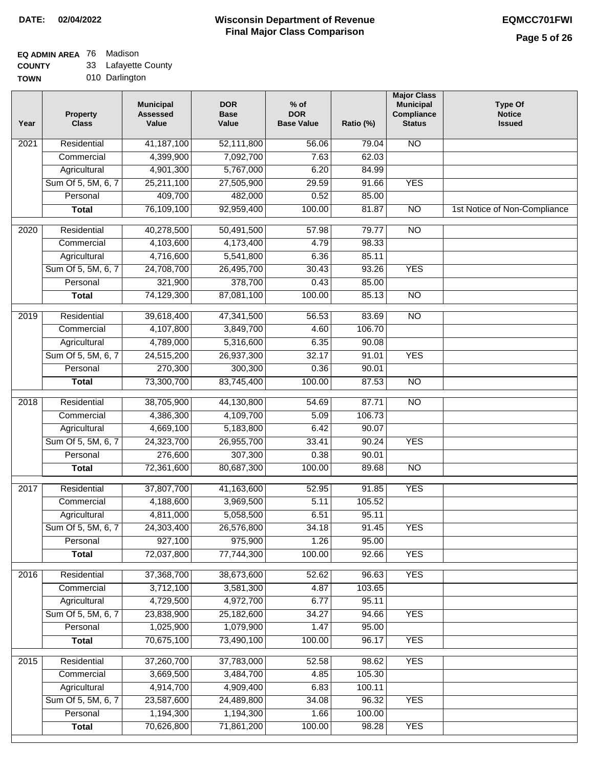**DATE:** 02/04/2022

# Wisconsin Department of Revenue
## Final Major Class Comparison

**EQMCC701FWI**

**EQ ADMIN AREA** 76 Madison
**COUNTY** 33 Lafayette County
**TOWN** 010 Darlington

| Year | Property Class | Municipal Assessed Value | DOR Base Value | % of DOR Base Value | Ratio (%) | Major Class Municipal Compliance Status | Type Of Notice Issued |
|---|---|---|---|---|---|---|---|
| 2021 | Residential | 41,187,100 | 52,111,800 | 56.06 | 79.04 | NO | |
| | Commercial | 4,399,900 | 7,092,700 | 7.63 | 62.03 | | |
| | Agricultural | 4,901,300 | 5,767,000 | 6.20 | 84.99 | | |
| | Sum Of 5, 5M, 6, 7 | 25,211,100 | 27,505,900 | 29.59 | 91.66 | YES | |
| | Personal | 409,700 | 482,000 | 0.52 | 85.00 | | |
| | **Total** | 76,109,100 | 92,959,400 | 100.00 | 81.87 | NO | 1st Notice of Non-Compliance |
| 2020 | Residential | 40,278,500 | 50,491,500 | 57.98 | 79.77 | NO | |
| | Commercial | 4,103,600 | 4,173,400 | 4.79 | 98.33 | | |
| | Agricultural | 4,716,600 | 5,541,800 | 6.36 | 85.11 | | |
| | Sum Of 5, 5M, 6, 7 | 24,708,700 | 26,495,700 | 30.43 | 93.26 | YES | |
| | Personal | 321,900 | 378,700 | 0.43 | 85.00 | | |
| | **Total** | 74,129,300 | 87,081,100 | 100.00 | 85.13 | NO | |
| 2019 | Residential | 39,618,400 | 47,341,500 | 56.53 | 83.69 | NO | |
| | Commercial | 4,107,800 | 3,849,700 | 4.60 | 106.70 | | |
| | Agricultural | 4,789,000 | 5,316,600 | 6.35 | 90.08 | | |
| | Sum Of 5, 5M, 6, 7 | 24,515,200 | 26,937,300 | 32.17 | 91.01 | YES | |
| | Personal | 270,300 | 300,300 | 0.36 | 90.01 | | |
| | **Total** | 73,300,700 | 83,745,400 | 100.00 | 87.53 | NO | |
| 2018 | Residential | 38,705,900 | 44,130,800 | 54.69 | 87.71 | NO | |
| | Commercial | 4,386,300 | 4,109,700 | 5.09 | 106.73 | | |
| | Agricultural | 4,669,100 | 5,183,800 | 6.42 | 90.07 | | |
| | Sum Of 5, 5M, 6, 7 | 24,323,700 | 26,955,700 | 33.41 | 90.24 | YES | |
| | Personal | 276,600 | 307,300 | 0.38 | 90.01 | | |
| | **Total** | 72,361,600 | 80,687,300 | 100.00 | 89.68 | NO | |
| 2017 | Residential | 37,807,700 | 41,163,600 | 52.95 | 91.85 | YES | |
| | Commercial | 4,188,600 | 3,969,500 | 5.11 | 105.52 | | |
| | Agricultural | 4,811,000 | 5,058,500 | 6.51 | 95.11 | | |
| | Sum Of 5, 5M, 6, 7 | 24,303,400 | 26,576,800 | 34.18 | 91.45 | YES | |
| | Personal | 927,100 | 975,900 | 1.26 | 95.00 | | |
| | **Total** | 72,037,800 | 77,744,300 | 100.00 | 92.66 | YES | |
| 2016 | Residential | 37,368,700 | 38,673,600 | 52.62 | 96.63 | YES | |
| | Commercial | 3,712,100 | 3,581,300 | 4.87 | 103.65 | | |
| | Agricultural | 4,729,500 | 4,972,700 | 6.77 | 95.11 | | |
| | Sum Of 5, 5M, 6, 7 | 23,838,900 | 25,182,600 | 34.27 | 94.66 | YES | |
| | Personal | 1,025,900 | 1,079,900 | 1.47 | 95.00 | | |
| | **Total** | 70,675,100 | 73,490,100 | 100.00 | 96.17 | YES | |
| 2015 | Residential | 37,260,700 | 37,783,000 | 52.58 | 98.62 | YES | |
| | Commercial | 3,669,500 | 3,484,700 | 4.85 | 105.30 | | |
| | Agricultural | 4,914,700 | 4,909,400 | 6.83 | 100.11 | | |
| | Sum Of 5, 5M, 6, 7 | 23,587,600 | 24,489,800 | 34.08 | 96.32 | YES | |
| | Personal | 1,194,300 | 1,194,300 | 1.66 | 100.00 | | |
| | **Total** | 70,626,800 | 71,861,200 | 100.00 | 98.28 | YES | |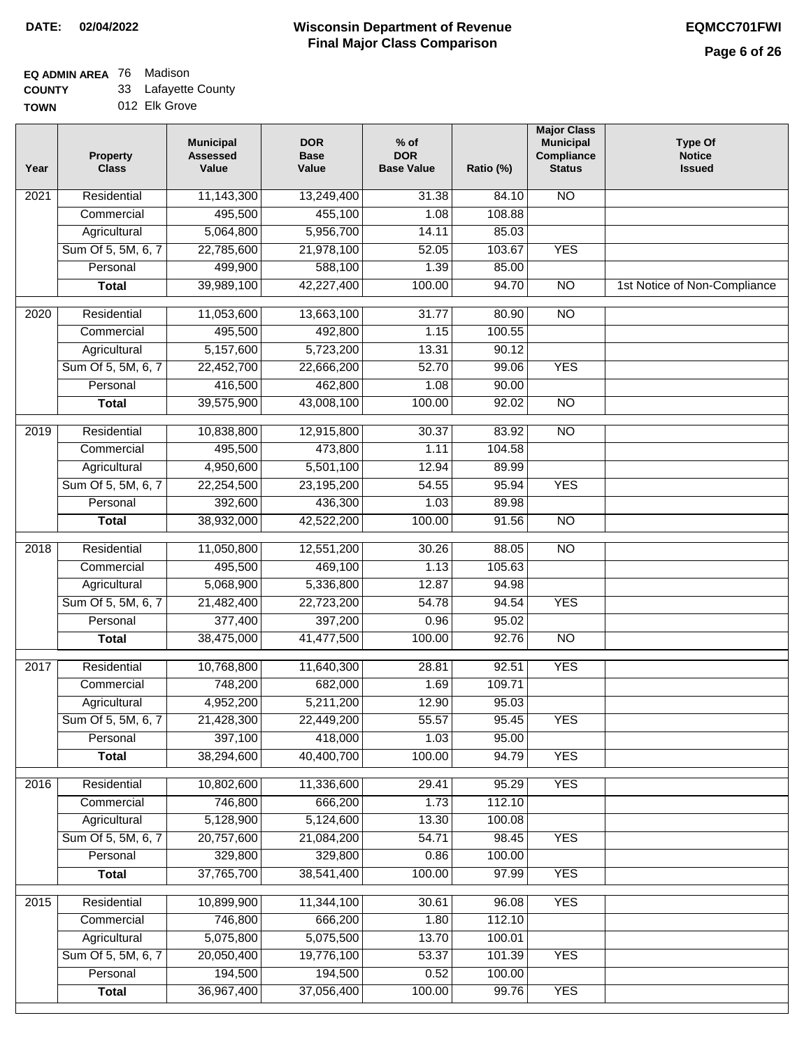**DATE:** 02/04/2022

# Wisconsin Department of Revenue
## Final Major Class Comparison

**EQMCC701FWI**

**EQ ADMIN AREA** 76 Madison
**COUNTY** 33 Lafayette County
**TOWN** 012 Elk Grove

| Year | Property Class | Municipal Assessed Value | DOR Base Value | % of DOR Base Value | Ratio (%) | Major Class Municipal Compliance Status | Type Of Notice Issued |
|---|---|---|---|---|---|---|---|
| 2021 | Residential | 11,143,300 | 13,249,400 | 31.38 | 84.10 | NO | |
| | Commercial | 495,500 | 455,100 | 1.08 | 108.88 | | |
| | Agricultural | 5,064,800 | 5,956,700 | 14.11 | 85.03 | | |
| | Sum Of 5, 5M, 6, 7 | 22,785,600 | 21,978,100 | 52.05 | 103.67 | YES | |
| | Personal | 499,900 | 588,100 | 1.39 | 85.00 | | |
| | **Total** | 39,989,100 | 42,227,400 | 100.00 | 94.70 | NO | 1st Notice of Non-Compliance |
| 2020 | Residential | 11,053,600 | 13,663,100 | 31.77 | 80.90 | NO | |
| | Commercial | 495,500 | 492,800 | 1.15 | 100.55 | | |
| | Agricultural | 5,157,600 | 5,723,200 | 13.31 | 90.12 | | |
| | Sum Of 5, 5M, 6, 7 | 22,452,700 | 22,666,200 | 52.70 | 99.06 | YES | |
| | Personal | 416,500 | 462,800 | 1.08 | 90.00 | | |
| | **Total** | 39,575,900 | 43,008,100 | 100.00 | 92.02 | NO | |
| 2019 | Residential | 10,838,800 | 12,915,800 | 30.37 | 83.92 | NO | |
| | Commercial | 495,500 | 473,800 | 1.11 | 104.58 | | |
| | Agricultural | 4,950,600 | 5,501,100 | 12.94 | 89.99 | | |
| | Sum Of 5, 5M, 6, 7 | 22,254,500 | 23,195,200 | 54.55 | 95.94 | YES | |
| | Personal | 392,600 | 436,300 | 1.03 | 89.98 | | |
| | **Total** | 38,932,000 | 42,522,200 | 100.00 | 91.56 | NO | |
| 2018 | Residential | 11,050,800 | 12,551,200 | 30.26 | 88.05 | NO | |
| | Commercial | 495,500 | 469,100 | 1.13 | 105.63 | | |
| | Agricultural | 5,068,900 | 5,336,800 | 12.87 | 94.98 | | |
| | Sum Of 5, 5M, 6, 7 | 21,482,400 | 22,723,200 | 54.78 | 94.54 | YES | |
| | Personal | 377,400 | 397,200 | 0.96 | 95.02 | | |
| | **Total** | 38,475,000 | 41,477,500 | 100.00 | 92.76 | NO | |
| 2017 | Residential | 10,768,800 | 11,640,300 | 28.81 | 92.51 | YES | |
| | Commercial | 748,200 | 682,000 | 1.69 | 109.71 | | |
| | Agricultural | 4,952,200 | 5,211,200 | 12.90 | 95.03 | | |
| | Sum Of 5, 5M, 6, 7 | 21,428,300 | 22,449,200 | 55.57 | 95.45 | YES | |
| | Personal | 397,100 | 418,000 | 1.03 | 95.00 | | |
| | **Total** | 38,294,600 | 40,400,700 | 100.00 | 94.79 | YES | |
| 2016 | Residential | 10,802,600 | 11,336,600 | 29.41 | 95.29 | YES | |
| | Commercial | 746,800 | 666,200 | 1.73 | 112.10 | | |
| | Agricultural | 5,128,900 | 5,124,600 | 13.30 | 100.08 | | |
| | Sum Of 5, 5M, 6, 7 | 20,757,600 | 21,084,200 | 54.71 | 98.45 | YES | |
| | Personal | 329,800 | 329,800 | 0.86 | 100.00 | | |
| | **Total** | 37,765,700 | 38,541,400 | 100.00 | 97.99 | YES | |
| 2015 | Residential | 10,899,900 | 11,344,100 | 30.61 | 96.08 | YES | |
| | Commercial | 746,800 | 666,200 | 1.80 | 112.10 | | |
| | Agricultural | 5,075,800 | 5,075,500 | 13.70 | 100.01 | | |
| | Sum Of 5, 5M, 6, 7 | 20,050,400 | 19,776,100 | 53.37 | 101.39 | YES | |
| | Personal | 194,500 | 194,500 | 0.52 | 100.00 | | |
| | **Total** | 36,967,400 | 37,056,400 | 100.00 | 99.76 | YES | |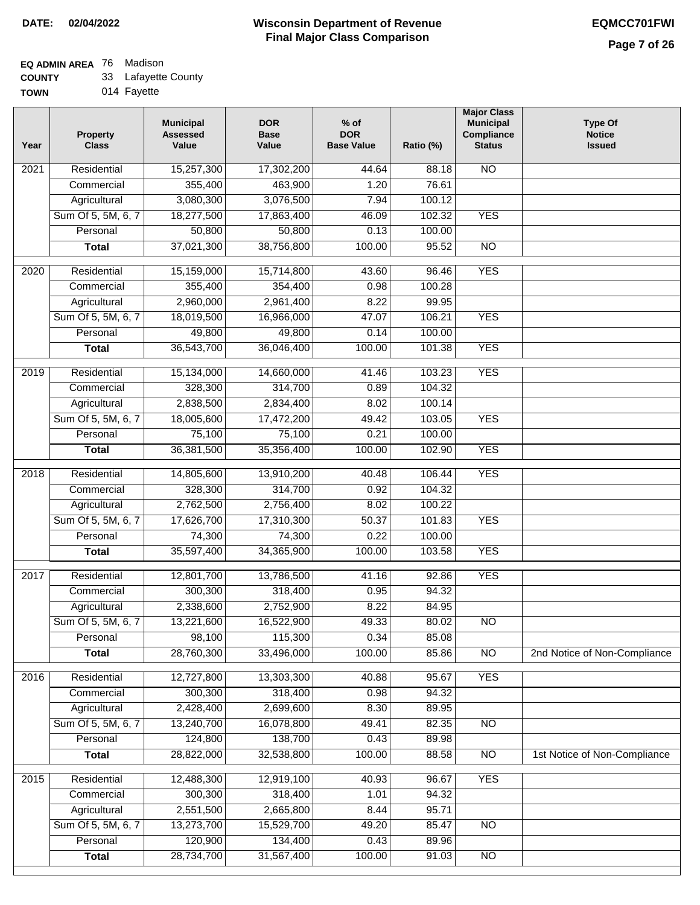**DATE:** 02/04/2022

# Wisconsin Department of Revenue
## Final Major Class Comparison

**EQMCC701FWI**

**EQ ADMIN AREA** 76 Madison
**COUNTY** 33 Lafayette County
**TOWN** 014 Fayette

| Year | Property Class | Municipal Assessed Value | DOR Base Value | % of DOR Base Value | Ratio (%) | Major Class Municipal Compliance Status | Type Of Notice Issued |
|---|---|---|---|---|---|---|---|
| 2021 | Residential | 15,257,300 | 17,302,200 | 44.64 | 88.18 | NO | |
| | Commercial | 355,400 | 463,900 | 1.20 | 76.61 | | |
| | Agricultural | 3,080,300 | 3,076,500 | 7.94 | 100.12 | | |
| | Sum Of 5, 5M, 6, 7 | 18,277,500 | 17,863,400 | 46.09 | 102.32 | YES | |
| | Personal | 50,800 | 50,800 | 0.13 | 100.00 | | |
| | **Total** | 37,021,300 | 38,756,800 | 100.00 | 95.52 | NO | |
| 2020 | Residential | 15,159,000 | 15,714,800 | 43.60 | 96.46 | YES | |
| | Commercial | 355,400 | 354,400 | 0.98 | 100.28 | | |
| | Agricultural | 2,960,000 | 2,961,400 | 8.22 | 99.95 | | |
| | Sum Of 5, 5M, 6, 7 | 18,019,500 | 16,966,000 | 47.07 | 106.21 | YES | |
| | Personal | 49,800 | 49,800 | 0.14 | 100.00 | | |
| | **Total** | 36,543,700 | 36,046,400 | 100.00 | 101.38 | YES | |
| 2019 | Residential | 15,134,000 | 14,660,000 | 41.46 | 103.23 | YES | |
| | Commercial | 328,300 | 314,700 | 0.89 | 104.32 | | |
| | Agricultural | 2,838,500 | 2,834,400 | 8.02 | 100.14 | | |
| | Sum Of 5, 5M, 6, 7 | 18,005,600 | 17,472,200 | 49.42 | 103.05 | YES | |
| | Personal | 75,100 | 75,100 | 0.21 | 100.00 | | |
| | **Total** | 36,381,500 | 35,356,400 | 100.00 | 102.90 | YES | |
| 2018 | Residential | 14,805,600 | 13,910,200 | 40.48 | 106.44 | YES | |
| | Commercial | 328,300 | 314,700 | 0.92 | 104.32 | | |
| | Agricultural | 2,762,500 | 2,756,400 | 8.02 | 100.22 | | |
| | Sum Of 5, 5M, 6, 7 | 17,626,700 | 17,310,300 | 50.37 | 101.83 | YES | |
| | Personal | 74,300 | 74,300 | 0.22 | 100.00 | | |
| | **Total** | 35,597,400 | 34,365,900 | 100.00 | 103.58 | YES | |
| 2017 | Residential | 12,801,700 | 13,786,500 | 41.16 | 92.86 | YES | |
| | Commercial | 300,300 | 318,400 | 0.95 | 94.32 | | |
| | Agricultural | 2,338,600 | 2,752,900 | 8.22 | 84.95 | | |
| | Sum Of 5, 5M, 6, 7 | 13,221,600 | 16,522,900 | 49.33 | 80.02 | NO | |
| | Personal | 98,100 | 115,300 | 0.34 | 85.08 | | |
| | **Total** | 28,760,300 | 33,496,000 | 100.00 | 85.86 | NO | 2nd Notice of Non-Compliance |
| 2016 | Residential | 12,727,800 | 13,303,300 | 40.88 | 95.67 | YES | |
| | Commercial | 300,300 | 318,400 | 0.98 | 94.32 | | |
| | Agricultural | 2,428,400 | 2,699,600 | 8.30 | 89.95 | | |
| | Sum Of 5, 5M, 6, 7 | 13,240,700 | 16,078,800 | 49.41 | 82.35 | NO | |
| | Personal | 124,800 | 138,700 | 0.43 | 89.98 | | |
| | **Total** | 28,822,000 | 32,538,800 | 100.00 | 88.58 | NO | 1st Notice of Non-Compliance |
| 2015 | Residential | 12,488,300 | 12,919,100 | 40.93 | 96.67 | YES | |
| | Commercial | 300,300 | 318,400 | 1.01 | 94.32 | | |
| | Agricultural | 2,551,500 | 2,665,800 | 8.44 | 95.71 | | |
| | Sum Of 5, 5M, 6, 7 | 13,273,700 | 15,529,700 | 49.20 | 85.47 | NO | |
| | Personal | 120,900 | 134,400 | 0.43 | 89.96 | | |
| | **Total** | 28,734,700 | 31,567,400 | 100.00 | 91.03 | NO | |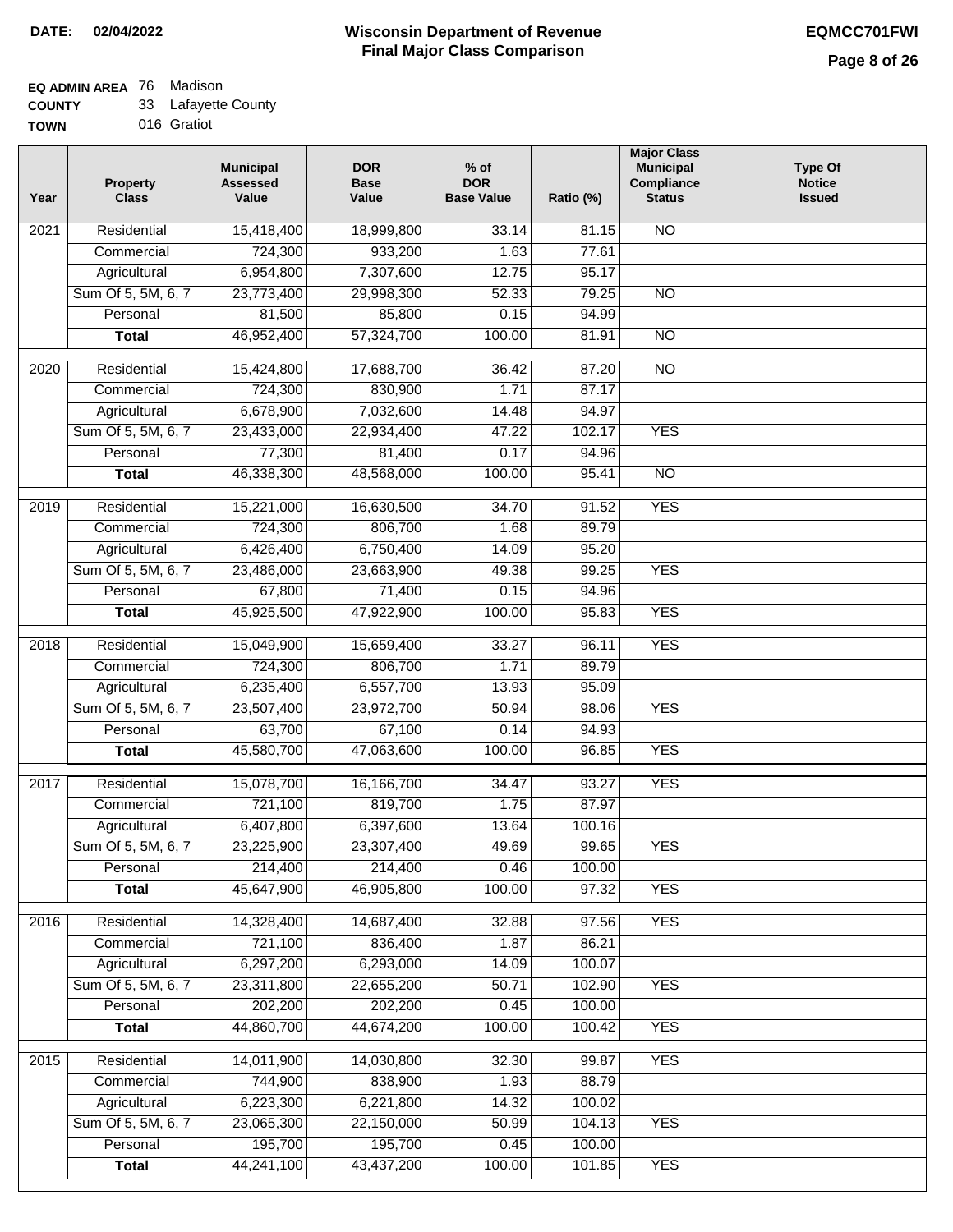**DATE: 02/04/2022**

# Wisconsin Department of Revenue
## Final Major Class Comparison

**EQMCC701FWI**

**EQ ADMIN AREA** 76 Madison
**COUNTY** 33 Lafayette County
**TOWN** 016 Gratiot

| Year | Property Class | Municipal Assessed Value | DOR Base Value | % of DOR Base Value | Ratio (%) | Major Class Municipal Compliance Status | Type Of Notice Issued |
|---|---|---|---|---|---|---|---|
| 2021 | Residential | 15,418,400 | 18,999,800 | 33.14 | 81.15 | NO | |
| | Commercial | 724,300 | 933,200 | 1.63 | 77.61 | | |
| | Agricultural | 6,954,800 | 7,307,600 | 12.75 | 95.17 | | |
| | Sum Of 5, 5M, 6, 7 | 23,773,400 | 29,998,300 | 52.33 | 79.25 | NO | |
| | Personal | 81,500 | 85,800 | 0.15 | 94.99 | | |
| | **Total** | 46,952,400 | 57,324,700 | 100.00 | 81.91 | NO | |
| 2020 | Residential | 15,424,800 | 17,688,700 | 36.42 | 87.20 | NO | |
| | Commercial | 724,300 | 830,900 | 1.71 | 87.17 | | |
| | Agricultural | 6,678,900 | 7,032,600 | 14.48 | 94.97 | | |
| | Sum Of 5, 5M, 6, 7 | 23,433,000 | 22,934,400 | 47.22 | 102.17 | YES | |
| | Personal | 77,300 | 81,400 | 0.17 | 94.96 | | |
| | **Total** | 46,338,300 | 48,568,000 | 100.00 | 95.41 | NO | |
| 2019 | Residential | 15,221,000 | 16,630,500 | 34.70 | 91.52 | YES | |
| | Commercial | 724,300 | 806,700 | 1.68 | 89.79 | | |
| | Agricultural | 6,426,400 | 6,750,400 | 14.09 | 95.20 | | |
| | Sum Of 5, 5M, 6, 7 | 23,486,000 | 23,663,900 | 49.38 | 99.25 | YES | |
| | Personal | 67,800 | 71,400 | 0.15 | 94.96 | | |
| | **Total** | 45,925,500 | 47,922,900 | 100.00 | 95.83 | YES | |
| 2018 | Residential | 15,049,900 | 15,659,400 | 33.27 | 96.11 | YES | |
| | Commercial | 724,300 | 806,700 | 1.71 | 89.79 | | |
| | Agricultural | 6,235,400 | 6,557,700 | 13.93 | 95.09 | | |
| | Sum Of 5, 5M, 6, 7 | 23,507,400 | 23,972,700 | 50.94 | 98.06 | YES | |
| | Personal | 63,700 | 67,100 | 0.14 | 94.93 | | |
| | **Total** | 45,580,700 | 47,063,600 | 100.00 | 96.85 | YES | |
| 2017 | Residential | 15,078,700 | 16,166,700 | 34.47 | 93.27 | YES | |
| | Commercial | 721,100 | 819,700 | 1.75 | 87.97 | | |
| | Agricultural | 6,407,800 | 6,397,600 | 13.64 | 100.16 | | |
| | Sum Of 5, 5M, 6, 7 | 23,225,900 | 23,307,400 | 49.69 | 99.65 | YES | |
| | Personal | 214,400 | 214,400 | 0.46 | 100.00 | | |
| | **Total** | 45,647,900 | 46,905,800 | 100.00 | 97.32 | YES | |
| 2016 | Residential | 14,328,400 | 14,687,400 | 32.88 | 97.56 | YES | |
| | Commercial | 721,100 | 836,400 | 1.87 | 86.21 | | |
| | Agricultural | 6,297,200 | 6,293,000 | 14.09 | 100.07 | | |
| | Sum Of 5, 5M, 6, 7 | 23,311,800 | 22,655,200 | 50.71 | 102.90 | YES | |
| | Personal | 202,200 | 202,200 | 0.45 | 100.00 | | |
| | **Total** | 44,860,700 | 44,674,200 | 100.00 | 100.42 | YES | |
| 2015 | Residential | 14,011,900 | 14,030,800 | 32.30 | 99.87 | YES | |
| | Commercial | 744,900 | 838,900 | 1.93 | 88.79 | | |
| | Agricultural | 6,223,300 | 6,221,800 | 14.32 | 100.02 | | |
| | Sum Of 5, 5M, 6, 7 | 23,065,300 | 22,150,000 | 50.99 | 104.13 | YES | |
| | Personal | 195,700 | 195,700 | 0.45 | 100.00 | | |
| | **Total** | 44,241,100 | 43,437,200 | 100.00 | 101.85 | YES | |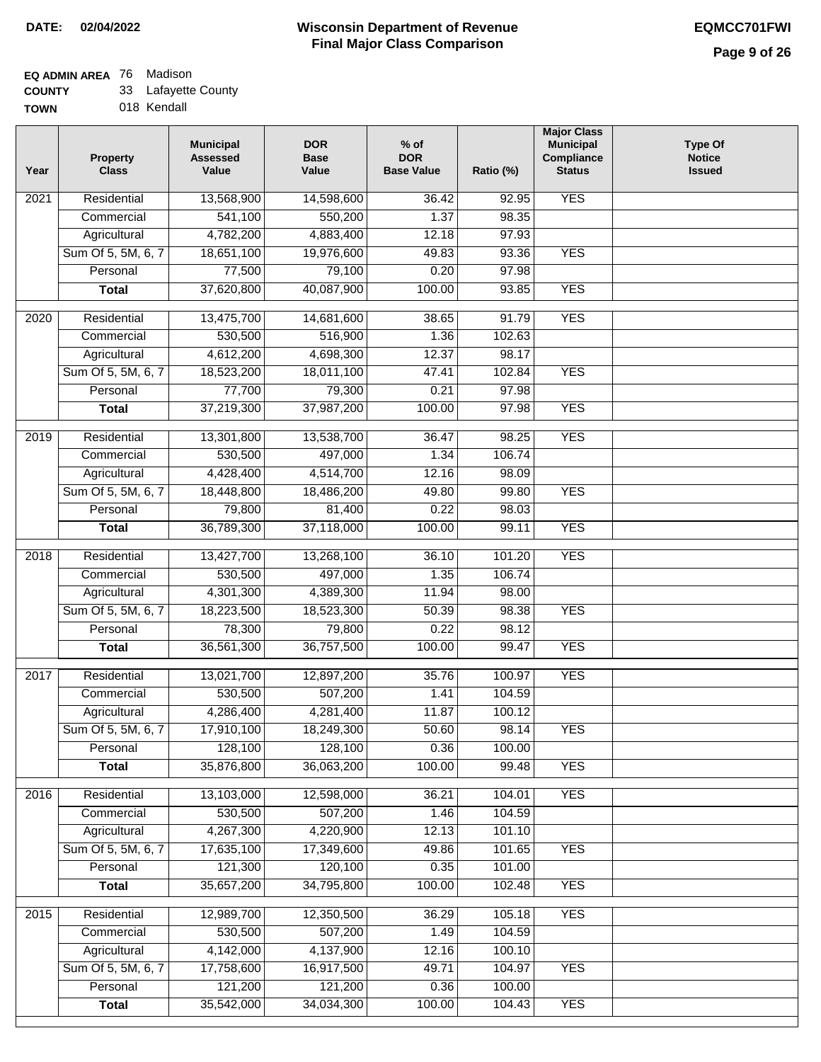# Wisconsin Department of Revenue
## Final Major Class Comparison

**DATE:** 02/04/2022

**EQMCC701FWI**

**EQ ADMIN AREA** 76 Madison
**COUNTY** 33 Lafayette County
**TOWN** 018 Kendall

| Year | Property Class | Municipal Assessed Value | DOR Base Value | % of DOR Base Value | Ratio (%) | Major Class Municipal Compliance Status | Type Of Notice Issued |
|---|---|---|---|---|---|---|---|
| 2021 | Residential | 13,568,900 | 14,598,600 | 36.42 | 92.95 | YES | |
| | Commercial | 541,100 | 550,200 | 1.37 | 98.35 | | |
| | Agricultural | 4,782,200 | 4,883,400 | 12.18 | 97.93 | | |
| | Sum Of 5, 5M, 6, 7 | 18,651,100 | 19,976,600 | 49.83 | 93.36 | YES | |
| | Personal | 77,500 | 79,100 | 0.20 | 97.98 | | |
| | **Total** | 37,620,800 | 40,087,900 | 100.00 | 93.85 | YES | |
| 2020 | Residential | 13,475,700 | 14,681,600 | 38.65 | 91.79 | YES | |
| | Commercial | 530,500 | 516,900 | 1.36 | 102.63 | | |
| | Agricultural | 4,612,200 | 4,698,300 | 12.37 | 98.17 | | |
| | Sum Of 5, 5M, 6, 7 | 18,523,200 | 18,011,100 | 47.41 | 102.84 | YES | |
| | Personal | 77,700 | 79,300 | 0.21 | 97.98 | | |
| | **Total** | 37,219,300 | 37,987,200 | 100.00 | 97.98 | YES | |
| 2019 | Residential | 13,301,800 | 13,538,700 | 36.47 | 98.25 | YES | |
| | Commercial | 530,500 | 497,000 | 1.34 | 106.74 | | |
| | Agricultural | 4,428,400 | 4,514,700 | 12.16 | 98.09 | | |
| | Sum Of 5, 5M, 6, 7 | 18,448,800 | 18,486,200 | 49.80 | 99.80 | YES | |
| | Personal | 79,800 | 81,400 | 0.22 | 98.03 | | |
| | **Total** | 36,789,300 | 37,118,000 | 100.00 | 99.11 | YES | |
| 2018 | Residential | 13,427,700 | 13,268,100 | 36.10 | 101.20 | YES | |
| | Commercial | 530,500 | 497,000 | 1.35 | 106.74 | | |
| | Agricultural | 4,301,300 | 4,389,300 | 11.94 | 98.00 | | |
| | Sum Of 5, 5M, 6, 7 | 18,223,500 | 18,523,300 | 50.39 | 98.38 | YES | |
| | Personal | 78,300 | 79,800 | 0.22 | 98.12 | | |
| | **Total** | 36,561,300 | 36,757,500 | 100.00 | 99.47 | YES | |
| 2017 | Residential | 13,021,700 | 12,897,200 | 35.76 | 100.97 | YES | |
| | Commercial | 530,500 | 507,200 | 1.41 | 104.59 | | |
| | Agricultural | 4,286,400 | 4,281,400 | 11.87 | 100.12 | | |
| | Sum Of 5, 5M, 6, 7 | 17,910,100 | 18,249,300 | 50.60 | 98.14 | YES | |
| | Personal | 128,100 | 128,100 | 0.36 | 100.00 | | |
| | **Total** | 35,876,800 | 36,063,200 | 100.00 | 99.48 | YES | |
| 2016 | Residential | 13,103,000 | 12,598,000 | 36.21 | 104.01 | YES | |
| | Commercial | 530,500 | 507,200 | 1.46 | 104.59 | | |
| | Agricultural | 4,267,300 | 4,220,900 | 12.13 | 101.10 | | |
| | Sum Of 5, 5M, 6, 7 | 17,635,100 | 17,349,600 | 49.86 | 101.65 | YES | |
| | Personal | 121,300 | 120,100 | 0.35 | 101.00 | | |
| | **Total** | 35,657,200 | 34,795,800 | 100.00 | 102.48 | YES | |
| 2015 | Residential | 12,989,700 | 12,350,500 | 36.29 | 105.18 | YES | |
| | Commercial | 530,500 | 507,200 | 1.49 | 104.59 | | |
| | Agricultural | 4,142,000 | 4,137,900 | 12.16 | 100.10 | | |
| | Sum Of 5, 5M, 6, 7 | 17,758,600 | 16,917,500 | 49.71 | 104.97 | YES | |
| | Personal | 121,200 | 121,200 | 0.36 | 100.00 | | |
| | **Total** | 35,542,000 | 34,034,300 | 100.00 | 104.43 | YES | |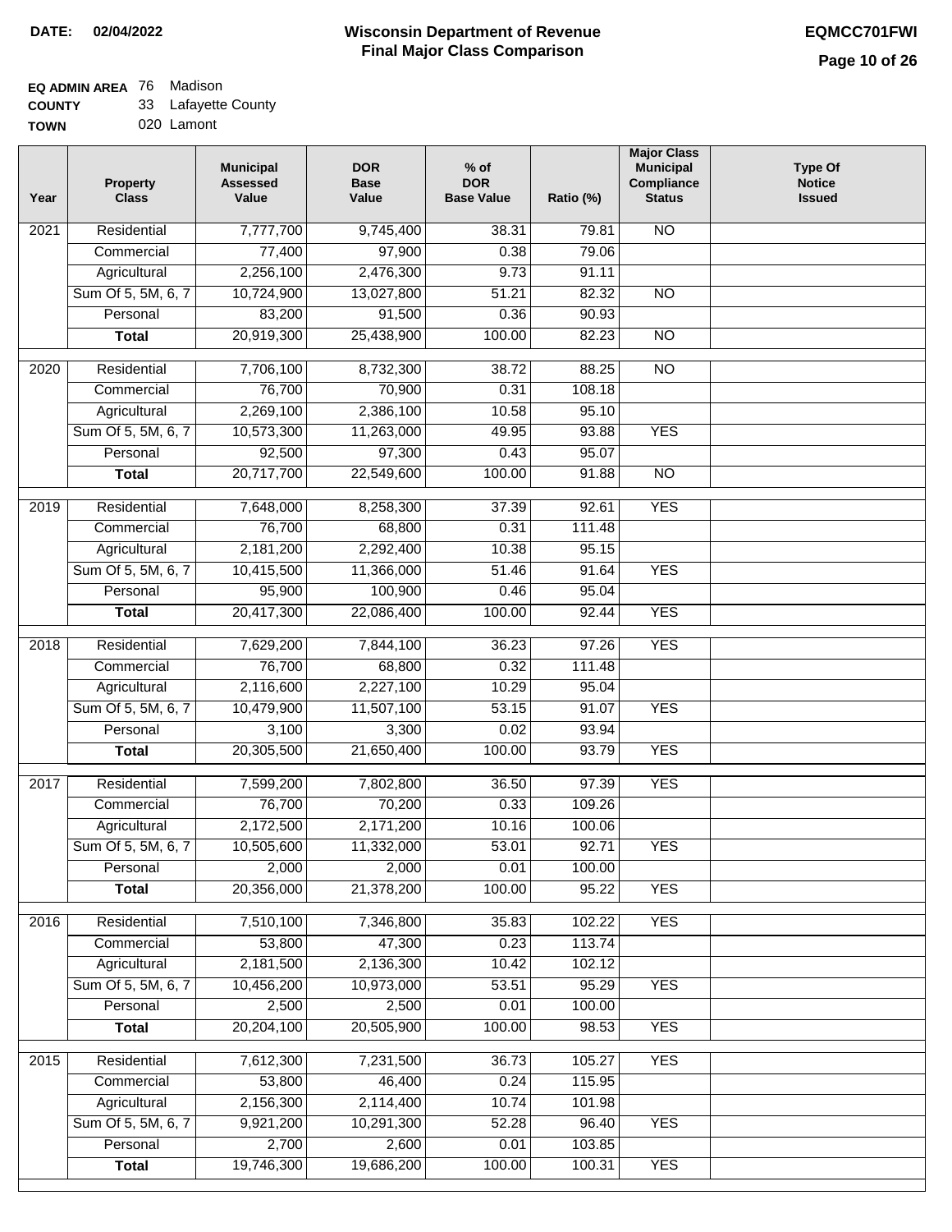**DATE: 02/04/2022**

# Wisconsin Department of Revenue
## Final Major Class Comparison

**EQMCC701FWI**

**EQ ADMIN AREA** 76 Madison
**COUNTY** 33 Lafayette County
**TOWN** 020 Lamont

| Year | Property Class | Municipal Assessed Value | DOR Base Value | % of DOR Base Value | Ratio (%) | Major Class Municipal Compliance Status | Type Of Notice Issued |
|---|---|---|---|---|---|---|---|
| 2021 | Residential | 7,777,700 | 9,745,400 | 38.31 | 79.81 | NO | |
| | Commercial | 77,400 | 97,900 | 0.38 | 79.06 | | |
| | Agricultural | 2,256,100 | 2,476,300 | 9.73 | 91.11 | | |
| | Sum Of 5, 5M, 6, 7 | 10,724,900 | 13,027,800 | 51.21 | 82.32 | NO | |
| | Personal | 83,200 | 91,500 | 0.36 | 90.93 | | |
| | **Total** | 20,919,300 | 25,438,900 | 100.00 | 82.23 | NO | |
| 2020 | Residential | 7,706,100 | 8,732,300 | 38.72 | 88.25 | NO | |
| | Commercial | 76,700 | 70,900 | 0.31 | 108.18 | | |
| | Agricultural | 2,269,100 | 2,386,100 | 10.58 | 95.10 | | |
| | Sum Of 5, 5M, 6, 7 | 10,573,300 | 11,263,000 | 49.95 | 93.88 | YES | |
| | Personal | 92,500 | 97,300 | 0.43 | 95.07 | | |
| | **Total** | 20,717,700 | 22,549,600 | 100.00 | 91.88 | NO | |
| 2019 | Residential | 7,648,000 | 8,258,300 | 37.39 | 92.61 | YES | |
| | Commercial | 76,700 | 68,800 | 0.31 | 111.48 | | |
| | Agricultural | 2,181,200 | 2,292,400 | 10.38 | 95.15 | | |
| | Sum Of 5, 5M, 6, 7 | 10,415,500 | 11,366,000 | 51.46 | 91.64 | YES | |
| | Personal | 95,900 | 100,900 | 0.46 | 95.04 | | |
| | **Total** | 20,417,300 | 22,086,400 | 100.00 | 92.44 | YES | |
| 2018 | Residential | 7,629,200 | 7,844,100 | 36.23 | 97.26 | YES | |
| | Commercial | 76,700 | 68,800 | 0.32 | 111.48 | | |
| | Agricultural | 2,116,600 | 2,227,100 | 10.29 | 95.04 | | |
| | Sum Of 5, 5M, 6, 7 | 10,479,900 | 11,507,100 | 53.15 | 91.07 | YES | |
| | Personal | 3,100 | 3,300 | 0.02 | 93.94 | | |
| | **Total** | 20,305,500 | 21,650,400 | 100.00 | 93.79 | YES | |
| 2017 | Residential | 7,599,200 | 7,802,800 | 36.50 | 97.39 | YES | |
| | Commercial | 76,700 | 70,200 | 0.33 | 109.26 | | |
| | Agricultural | 2,172,500 | 2,171,200 | 10.16 | 100.06 | | |
| | Sum Of 5, 5M, 6, 7 | 10,505,600 | 11,332,000 | 53.01 | 92.71 | YES | |
| | Personal | 2,000 | 2,000 | 0.01 | 100.00 | | |
| | **Total** | 20,356,000 | 21,378,200 | 100.00 | 95.22 | YES | |
| 2016 | Residential | 7,510,100 | 7,346,800 | 35.83 | 102.22 | YES | |
| | Commercial | 53,800 | 47,300 | 0.23 | 113.74 | | |
| | Agricultural | 2,181,500 | 2,136,300 | 10.42 | 102.12 | | |
| | Sum Of 5, 5M, 6, 7 | 10,456,200 | 10,973,000 | 53.51 | 95.29 | YES | |
| | Personal | 2,500 | 2,500 | 0.01 | 100.00 | | |
| | **Total** | 20,204,100 | 20,505,900 | 100.00 | 98.53 | YES | |
| 2015 | Residential | 7,612,300 | 7,231,500 | 36.73 | 105.27 | YES | |
| | Commercial | 53,800 | 46,400 | 0.24 | 115.95 | | |
| | Agricultural | 2,156,300 | 2,114,400 | 10.74 | 101.98 | | |
| | Sum Of 5, 5M, 6, 7 | 9,921,200 | 10,291,300 | 52.28 | 96.40 | YES | |
| | Personal | 2,700 | 2,600 | 0.01 | 103.85 | | |
| | **Total** | 19,746,300 | 19,686,200 | 100.00 | 100.31 | YES | |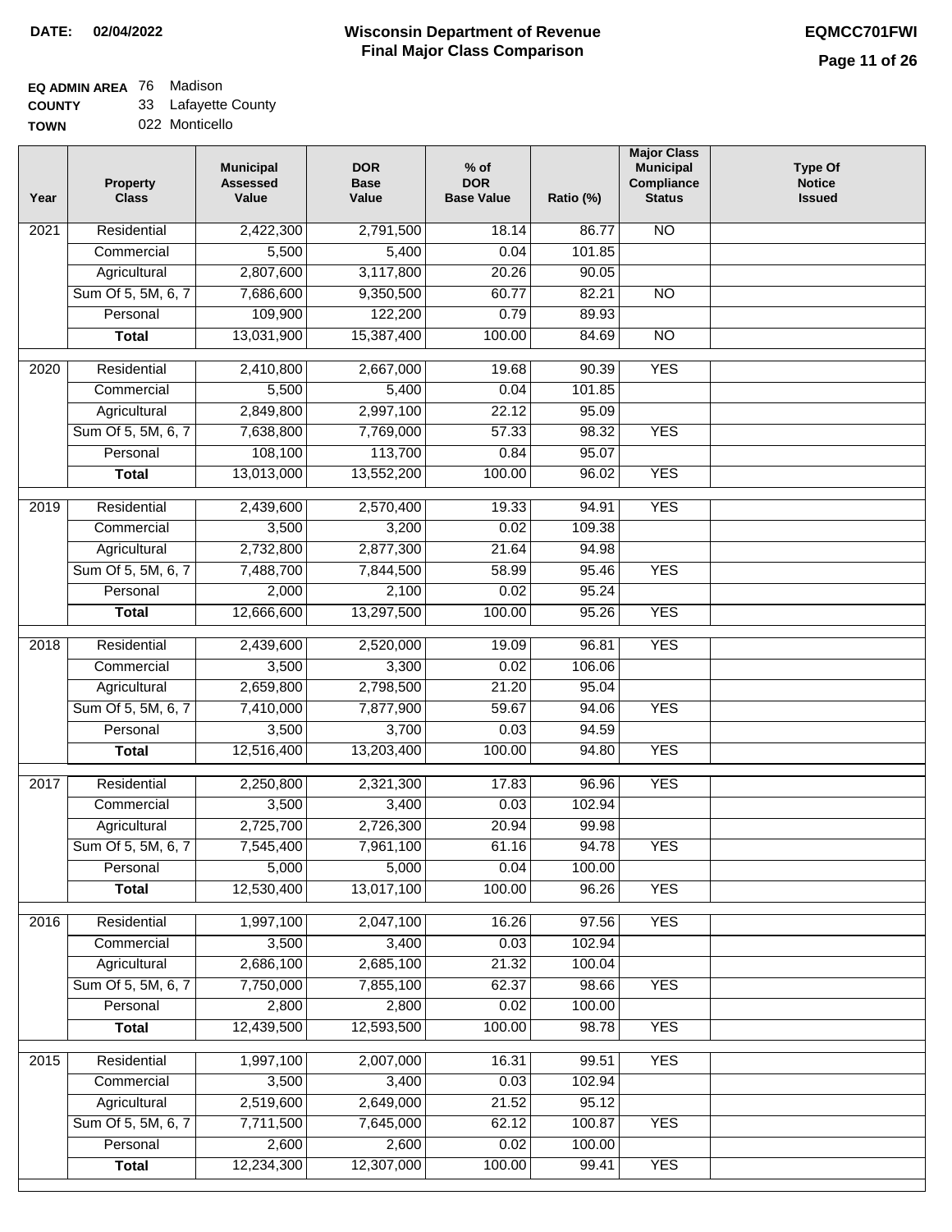**DATE: 02/04/2022**

# Wisconsin Department of Revenue
## Final Major Class Comparison

**EQMCC701FWI**

**EQ ADMIN AREA** 76 Madison
**COUNTY** 33 Lafayette County
**TOWN** 022 Monticello

| Year | Property Class | Municipal Assessed Value | DOR Base Value | % of DOR Base Value | Ratio (%) | Major Class Municipal Compliance Status | Type Of Notice Issued |
|---|---|---|---|---|---|---|---|
| 2021 | Residential | 2,422,300 | 2,791,500 | 18.14 | 86.77 | NO | |
| | Commercial | 5,500 | 5,400 | 0.04 | 101.85 | | |
| | Agricultural | 2,807,600 | 3,117,800 | 20.26 | 90.05 | | |
| | Sum Of 5, 5M, 6, 7 | 7,686,600 | 9,350,500 | 60.77 | 82.21 | NO | |
| | Personal | 109,900 | 122,200 | 0.79 | 89.93 | | |
| | **Total** | 13,031,900 | 15,387,400 | 100.00 | 84.69 | NO | |
| 2020 | Residential | 2,410,800 | 2,667,000 | 19.68 | 90.39 | YES | |
| | Commercial | 5,500 | 5,400 | 0.04 | 101.85 | | |
| | Agricultural | 2,849,800 | 2,997,100 | 22.12 | 95.09 | | |
| | Sum Of 5, 5M, 6, 7 | 7,638,800 | 7,769,000 | 57.33 | 98.32 | YES | |
| | Personal | 108,100 | 113,700 | 0.84 | 95.07 | | |
| | **Total** | 13,013,000 | 13,552,200 | 100.00 | 96.02 | YES | |
| 2019 | Residential | 2,439,600 | 2,570,400 | 19.33 | 94.91 | YES | |
| | Commercial | 3,500 | 3,200 | 0.02 | 109.38 | | |
| | Agricultural | 2,732,800 | 2,877,300 | 21.64 | 94.98 | | |
| | Sum Of 5, 5M, 6, 7 | 7,488,700 | 7,844,500 | 58.99 | 95.46 | YES | |
| | Personal | 2,000 | 2,100 | 0.02 | 95.24 | | |
| | **Total** | 12,666,600 | 13,297,500 | 100.00 | 95.26 | YES | |
| 2018 | Residential | 2,439,600 | 2,520,000 | 19.09 | 96.81 | YES | |
| | Commercial | 3,500 | 3,300 | 0.02 | 106.06 | | |
| | Agricultural | 2,659,800 | 2,798,500 | 21.20 | 95.04 | | |
| | Sum Of 5, 5M, 6, 7 | 7,410,000 | 7,877,900 | 59.67 | 94.06 | YES | |
| | Personal | 3,500 | 3,700 | 0.03 | 94.59 | | |
| | **Total** | 12,516,400 | 13,203,400 | 100.00 | 94.80 | YES | |
| 2017 | Residential | 2,250,800 | 2,321,300 | 17.83 | 96.96 | YES | |
| | Commercial | 3,500 | 3,400 | 0.03 | 102.94 | | |
| | Agricultural | 2,725,700 | 2,726,300 | 20.94 | 99.98 | | |
| | Sum Of 5, 5M, 6, 7 | 7,545,400 | 7,961,100 | 61.16 | 94.78 | YES | |
| | Personal | 5,000 | 5,000 | 0.04 | 100.00 | | |
| | **Total** | 12,530,400 | 13,017,100 | 100.00 | 96.26 | YES | |
| 2016 | Residential | 1,997,100 | 2,047,100 | 16.26 | 97.56 | YES | |
| | Commercial | 3,500 | 3,400 | 0.03 | 102.94 | | |
| | Agricultural | 2,686,100 | 2,685,100 | 21.32 | 100.04 | | |
| | Sum Of 5, 5M, 6, 7 | 7,750,000 | 7,855,100 | 62.37 | 98.66 | YES | |
| | Personal | 2,800 | 2,800 | 0.02 | 100.00 | | |
| | **Total** | 12,439,500 | 12,593,500 | 100.00 | 98.78 | YES | |
| 2015 | Residential | 1,997,100 | 2,007,000 | 16.31 | 99.51 | YES | |
| | Commercial | 3,500 | 3,400 | 0.03 | 102.94 | | |
| | Agricultural | 2,519,600 | 2,649,000 | 21.52 | 95.12 | | |
| | Sum Of 5, 5M, 6, 7 | 7,711,500 | 7,645,000 | 62.12 | 100.87 | YES | |
| | Personal | 2,600 | 2,600 | 0.02 | 100.00 | | |
| | **Total** | 12,234,300 | 12,307,000 | 100.00 | 99.41 | YES | |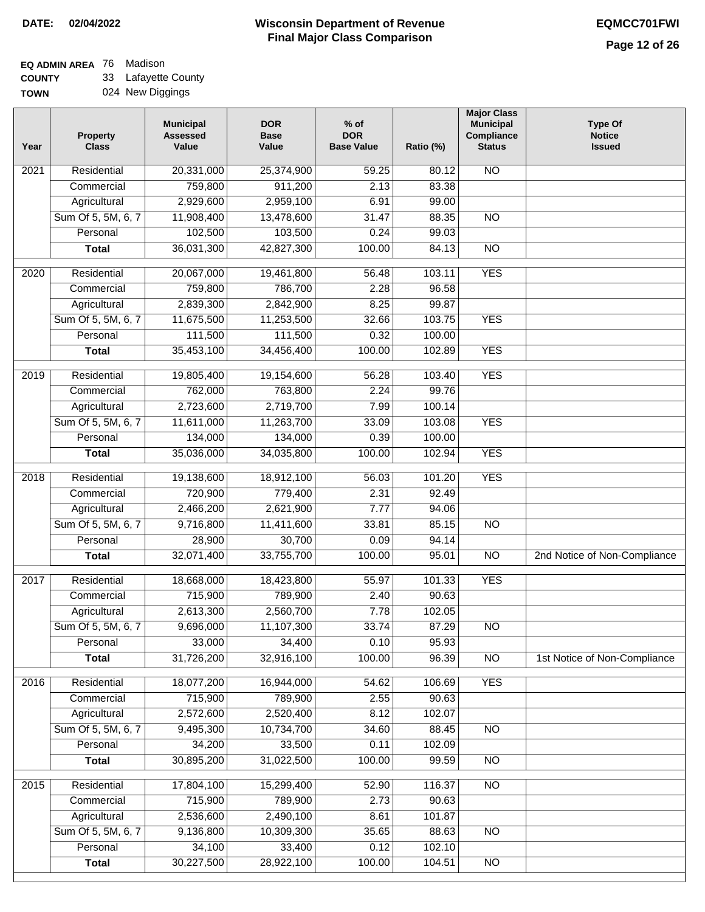**DATE:** 02/04/2022

# Wisconsin Department of Revenue
## Final Major Class Comparison

**EQMCC701FWI**

**EQ ADMIN AREA** 76 Madison
**COUNTY** 33 Lafayette County
**TOWN** 024 New Diggings

| Year | Property Class | Municipal Assessed Value | DOR Base Value | % of DOR Base Value | Ratio (%) | Major Class Municipal Compliance Status | Type Of Notice Issued |
|---|---|---|---|---|---|---|---|
| 2021 | Residential | 20,331,000 | 25,374,900 | 59.25 | 80.12 | NO | |
| | Commercial | 759,800 | 911,200 | 2.13 | 83.38 | | |
| | Agricultural | 2,929,600 | 2,959,100 | 6.91 | 99.00 | | |
| | Sum Of 5, 5M, 6, 7 | 11,908,400 | 13,478,600 | 31.47 | 88.35 | NO | |
| | Personal | 102,500 | 103,500 | 0.24 | 99.03 | | |
| | **Total** | 36,031,300 | 42,827,300 | 100.00 | 84.13 | NO | |
| 2020 | Residential | 20,067,000 | 19,461,800 | 56.48 | 103.11 | YES | |
| | Commercial | 759,800 | 786,700 | 2.28 | 96.58 | | |
| | Agricultural | 2,839,300 | 2,842,900 | 8.25 | 99.87 | | |
| | Sum Of 5, 5M, 6, 7 | 11,675,500 | 11,253,500 | 32.66 | 103.75 | YES | |
| | Personal | 111,500 | 111,500 | 0.32 | 100.00 | | |
| | **Total** | 35,453,100 | 34,456,400 | 100.00 | 102.89 | YES | |
| 2019 | Residential | 19,805,400 | 19,154,600 | 56.28 | 103.40 | YES | |
| | Commercial | 762,000 | 763,800 | 2.24 | 99.76 | | |
| | Agricultural | 2,723,600 | 2,719,700 | 7.99 | 100.14 | | |
| | Sum Of 5, 5M, 6, 7 | 11,611,000 | 11,263,700 | 33.09 | 103.08 | YES | |
| | Personal | 134,000 | 134,000 | 0.39 | 100.00 | | |
| | **Total** | 35,036,000 | 34,035,800 | 100.00 | 102.94 | YES | |
| 2018 | Residential | 19,138,600 | 18,912,100 | 56.03 | 101.20 | YES | |
| | Commercial | 720,900 | 779,400 | 2.31 | 92.49 | | |
| | Agricultural | 2,466,200 | 2,621,900 | 7.77 | 94.06 | | |
| | Sum Of 5, 5M, 6, 7 | 9,716,800 | 11,411,600 | 33.81 | 85.15 | NO | |
| | Personal | 28,900 | 30,700 | 0.09 | 94.14 | | |
| | **Total** | 32,071,400 | 33,755,700 | 100.00 | 95.01 | NO | 2nd Notice of Non-Compliance |
| 2017 | Residential | 18,668,000 | 18,423,800 | 55.97 | 101.33 | YES | |
| | Commercial | 715,900 | 789,900 | 2.40 | 90.63 | | |
| | Agricultural | 2,613,300 | 2,560,700 | 7.78 | 102.05 | | |
| | Sum Of 5, 5M, 6, 7 | 9,696,000 | 11,107,300 | 33.74 | 87.29 | NO | |
| | Personal | 33,000 | 34,400 | 0.10 | 95.93 | | |
| | **Total** | 31,726,200 | 32,916,100 | 100.00 | 96.39 | NO | 1st Notice of Non-Compliance |
| 2016 | Residential | 18,077,200 | 16,944,000 | 54.62 | 106.69 | YES | |
| | Commercial | 715,900 | 789,900 | 2.55 | 90.63 | | |
| | Agricultural | 2,572,600 | 2,520,400 | 8.12 | 102.07 | | |
| | Sum Of 5, 5M, 6, 7 | 9,495,300 | 10,734,700 | 34.60 | 88.45 | NO | |
| | Personal | 34,200 | 33,500 | 0.11 | 102.09 | | |
| | **Total** | 30,895,200 | 31,022,500 | 100.00 | 99.59 | NO | |
| 2015 | Residential | 17,804,100 | 15,299,400 | 52.90 | 116.37 | NO | |
| | Commercial | 715,900 | 789,900 | 2.73 | 90.63 | | |
| | Agricultural | 2,536,600 | 2,490,100 | 8.61 | 101.87 | | |
| | Sum Of 5, 5M, 6, 7 | 9,136,800 | 10,309,300 | 35.65 | 88.63 | NO | |
| | Personal | 34,100 | 33,400 | 0.12 | 102.10 | | |
| | **Total** | 30,227,500 | 28,922,100 | 100.00 | 104.51 | NO | |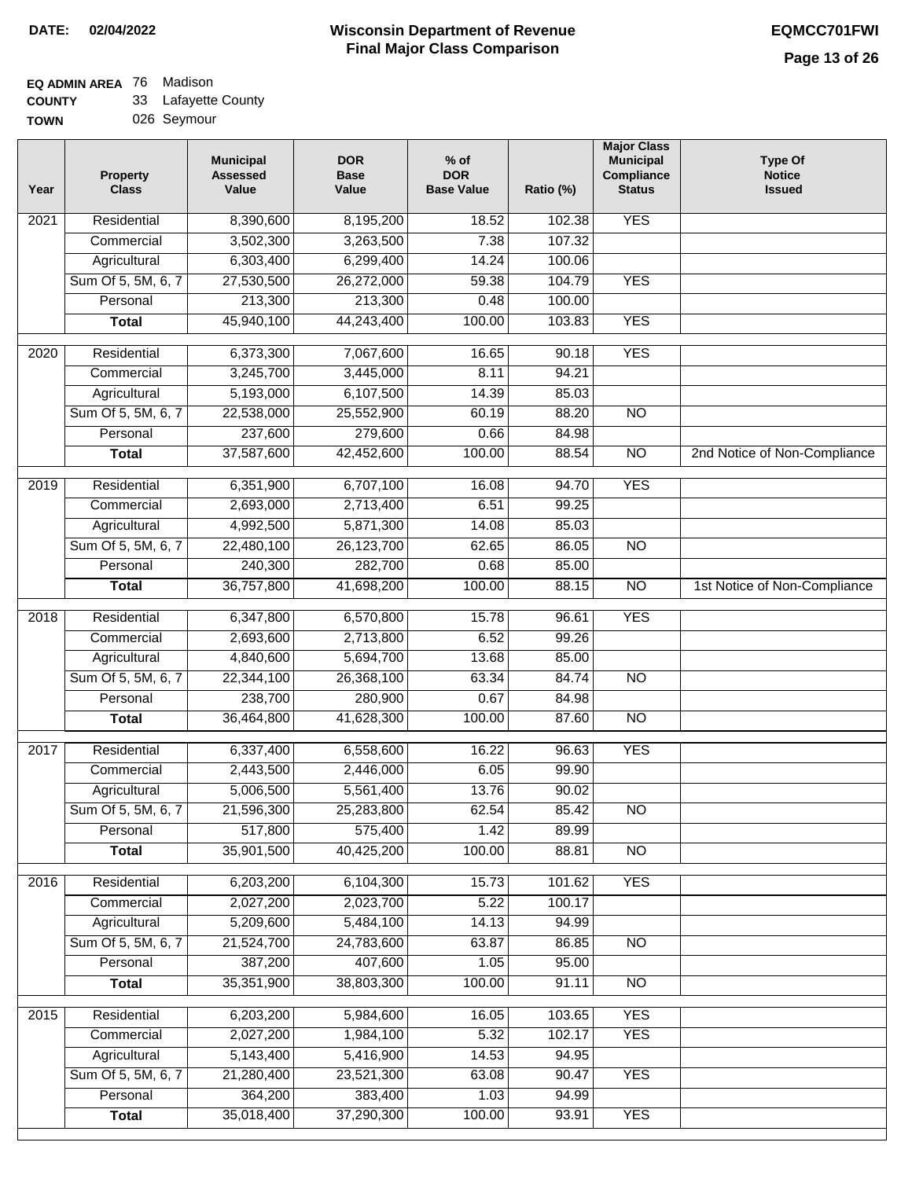**DATE: 02/04/2022**

# Wisconsin Department of Revenue
## Final Major Class Comparison

**EQMCC701FWI**

**EQ ADMIN AREA** 76 Madison
**COUNTY** 33 Lafayette County
**TOWN** 026 Seymour

| Year | Property Class | Municipal Assessed Value | DOR Base Value | % of DOR Base Value | Ratio (%) | Major Class Municipal Compliance Status | Type Of Notice Issued |
|---|---|---|---|---|---|---|---|
| 2021 | Residential | 8,390,600 | 8,195,200 | 18.52 | 102.38 | YES | |
| | Commercial | 3,502,300 | 3,263,500 | 7.38 | 107.32 | | |
| | Agricultural | 6,303,400 | 6,299,400 | 14.24 | 100.06 | | |
| | Sum Of 5, 5M, 6, 7 | 27,530,500 | 26,272,000 | 59.38 | 104.79 | YES | |
| | Personal | 213,300 | 213,300 | 0.48 | 100.00 | | |
| | **Total** | 45,940,100 | 44,243,400 | 100.00 | 103.83 | YES | |
| 2020 | Residential | 6,373,300 | 7,067,600 | 16.65 | 90.18 | YES | |
| | Commercial | 3,245,700 | 3,445,000 | 8.11 | 94.21 | | |
| | Agricultural | 5,193,000 | 6,107,500 | 14.39 | 85.03 | | |
| | Sum Of 5, 5M, 6, 7 | 22,538,000 | 25,552,900 | 60.19 | 88.20 | NO | |
| | Personal | 237,600 | 279,600 | 0.66 | 84.98 | | |
| | **Total** | 37,587,600 | 42,452,600 | 100.00 | 88.54 | NO | 2nd Notice of Non-Compliance |
| 2019 | Residential | 6,351,900 | 6,707,100 | 16.08 | 94.70 | YES | |
| | Commercial | 2,693,000 | 2,713,400 | 6.51 | 99.25 | | |
| | Agricultural | 4,992,500 | 5,871,300 | 14.08 | 85.03 | | |
| | Sum Of 5, 5M, 6, 7 | 22,480,100 | 26,123,700 | 62.65 | 86.05 | NO | |
| | Personal | 240,300 | 282,700 | 0.68 | 85.00 | | |
| | **Total** | 36,757,800 | 41,698,200 | 100.00 | 88.15 | NO | 1st Notice of Non-Compliance |
| 2018 | Residential | 6,347,800 | 6,570,800 | 15.78 | 96.61 | YES | |
| | Commercial | 2,693,600 | 2,713,800 | 6.52 | 99.26 | | |
| | Agricultural | 4,840,600 | 5,694,700 | 13.68 | 85.00 | | |
| | Sum Of 5, 5M, 6, 7 | 22,344,100 | 26,368,100 | 63.34 | 84.74 | NO | |
| | Personal | 238,700 | 280,900 | 0.67 | 84.98 | | |
| | **Total** | 36,464,800 | 41,628,300 | 100.00 | 87.60 | NO | |
| 2017 | Residential | 6,337,400 | 6,558,600 | 16.22 | 96.63 | YES | |
| | Commercial | 2,443,500 | 2,446,000 | 6.05 | 99.90 | | |
| | Agricultural | 5,006,500 | 5,561,400 | 13.76 | 90.02 | | |
| | Sum Of 5, 5M, 6, 7 | 21,596,300 | 25,283,800 | 62.54 | 85.42 | NO | |
| | Personal | 517,800 | 575,400 | 1.42 | 89.99 | | |
| | **Total** | 35,901,500 | 40,425,200 | 100.00 | 88.81 | NO | |
| 2016 | Residential | 6,203,200 | 6,104,300 | 15.73 | 101.62 | YES | |
| | Commercial | 2,027,200 | 2,023,700 | 5.22 | 100.17 | | |
| | Agricultural | 5,209,600 | 5,484,100 | 14.13 | 94.99 | | |
| | Sum Of 5, 5M, 6, 7 | 21,524,700 | 24,783,600 | 63.87 | 86.85 | NO | |
| | Personal | 387,200 | 407,600 | 1.05 | 95.00 | | |
| | **Total** | 35,351,900 | 38,803,300 | 100.00 | 91.11 | NO | |
| 2015 | Residential | 6,203,200 | 5,984,600 | 16.05 | 103.65 | YES | |
| | Commercial | 2,027,200 | 1,984,100 | 5.32 | 102.17 | YES | |
| | Agricultural | 5,143,400 | 5,416,900 | 14.53 | 94.95 | | |
| | Sum Of 5, 5M, 6, 7 | 21,280,400 | 23,521,300 | 63.08 | 90.47 | YES | |
| | Personal | 364,200 | 383,400 | 1.03 | 94.99 | | |
| | **Total** | 35,018,400 | 37,290,300 | 100.00 | 93.91 | YES | |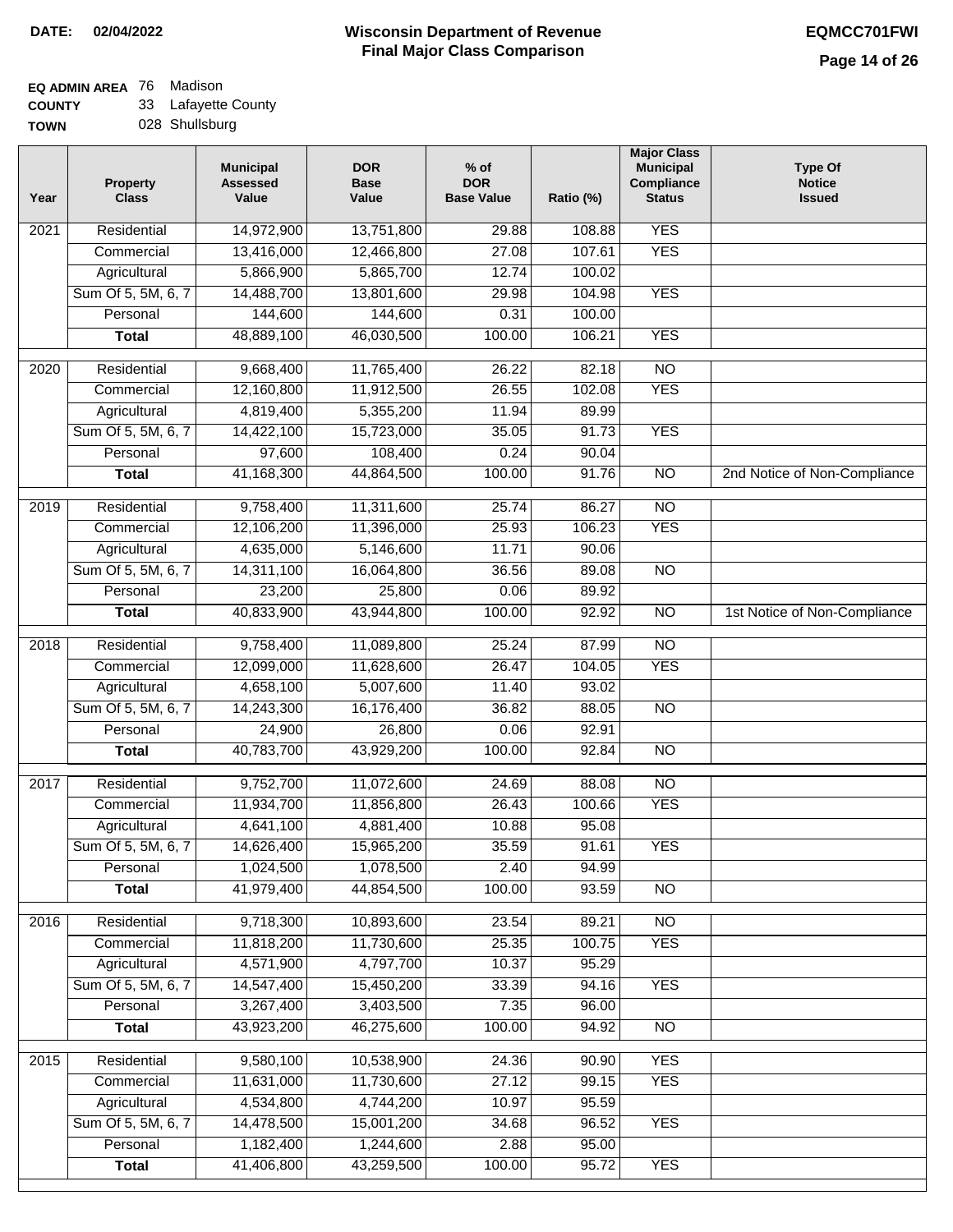**DATE: 02/04/2022**

# Wisconsin Department of Revenue
## Final Major Class Comparison

**EQMCC701FWI**

**EQ ADMIN AREA** 76 Madison
**COUNTY** 33 Lafayette County
**TOWN** 028 Shullsburg

| Year | Property Class | Municipal Assessed Value | DOR Base Value | % of DOR Base Value | Ratio (%) | Major Class Municipal Compliance Status | Type Of Notice Issued |
|---|---|---|---|---|---|---|---|
| 2021 | Residential | 14,972,900 | 13,751,800 | 29.88 | 108.88 | YES | |
| | Commercial | 13,416,000 | 12,466,800 | 27.08 | 107.61 | YES | |
| | Agricultural | 5,866,900 | 5,865,700 | 12.74 | 100.02 | | |
| | Sum Of 5, 5M, 6, 7 | 14,488,700 | 13,801,600 | 29.98 | 104.98 | YES | |
| | Personal | 144,600 | 144,600 | 0.31 | 100.00 | | |
| | **Total** | 48,889,100 | 46,030,500 | 100.00 | 106.21 | YES | |
| 2020 | Residential | 9,668,400 | 11,765,400 | 26.22 | 82.18 | NO | |
| | Commercial | 12,160,800 | 11,912,500 | 26.55 | 102.08 | YES | |
| | Agricultural | 4,819,400 | 5,355,200 | 11.94 | 89.99 | | |
| | Sum Of 5, 5M, 6, 7 | 14,422,100 | 15,723,000 | 35.05 | 91.73 | YES | |
| | Personal | 97,600 | 108,400 | 0.24 | 90.04 | | |
| | **Total** | 41,168,300 | 44,864,500 | 100.00 | 91.76 | NO | 2nd Notice of Non-Compliance |
| 2019 | Residential | 9,758,400 | 11,311,600 | 25.74 | 86.27 | NO | |
| | Commercial | 12,106,200 | 11,396,000 | 25.93 | 106.23 | YES | |
| | Agricultural | 4,635,000 | 5,146,600 | 11.71 | 90.06 | | |
| | Sum Of 5, 5M, 6, 7 | 14,311,100 | 16,064,800 | 36.56 | 89.08 | NO | |
| | Personal | 23,200 | 25,800 | 0.06 | 89.92 | | |
| | **Total** | 40,833,900 | 43,944,800 | 100.00 | 92.92 | NO | 1st Notice of Non-Compliance |
| 2018 | Residential | 9,758,400 | 11,089,800 | 25.24 | 87.99 | NO | |
| | Commercial | 12,099,000 | 11,628,600 | 26.47 | 104.05 | YES | |
| | Agricultural | 4,658,100 | 5,007,600 | 11.40 | 93.02 | | |
| | Sum Of 5, 5M, 6, 7 | 14,243,300 | 16,176,400 | 36.82 | 88.05 | NO | |
| | Personal | 24,900 | 26,800 | 0.06 | 92.91 | | |
| | **Total** | 40,783,700 | 43,929,200 | 100.00 | 92.84 | NO | |
| 2017 | Residential | 9,752,700 | 11,072,600 | 24.69 | 88.08 | NO | |
| | Commercial | 11,934,700 | 11,856,800 | 26.43 | 100.66 | YES | |
| | Agricultural | 4,641,100 | 4,881,400 | 10.88 | 95.08 | | |
| | Sum Of 5, 5M, 6, 7 | 14,626,400 | 15,965,200 | 35.59 | 91.61 | YES | |
| | Personal | 1,024,500 | 1,078,500 | 2.40 | 94.99 | | |
| | **Total** | 41,979,400 | 44,854,500 | 100.00 | 93.59 | NO | |
| 2016 | Residential | 9,718,300 | 10,893,600 | 23.54 | 89.21 | NO | |
| | Commercial | 11,818,200 | 11,730,600 | 25.35 | 100.75 | YES | |
| | Agricultural | 4,571,900 | 4,797,700 | 10.37 | 95.29 | | |
| | Sum Of 5, 5M, 6, 7 | 14,547,400 | 15,450,200 | 33.39 | 94.16 | YES | |
| | Personal | 3,267,400 | 3,403,500 | 7.35 | 96.00 | | |
| | **Total** | 43,923,200 | 46,275,600 | 100.00 | 94.92 | NO | |
| 2015 | Residential | 9,580,100 | 10,538,900 | 24.36 | 90.90 | YES | |
| | Commercial | 11,631,000 | 11,730,600 | 27.12 | 99.15 | YES | |
| | Agricultural | 4,534,800 | 4,744,200 | 10.97 | 95.59 | | |
| | Sum Of 5, 5M, 6, 7 | 14,478,500 | 15,001,200 | 34.68 | 96.52 | YES | |
| | Personal | 1,182,400 | 1,244,600 | 2.88 | 95.00 | | |
| | **Total** | 41,406,800 | 43,259,500 | 100.00 | 95.72 | YES | |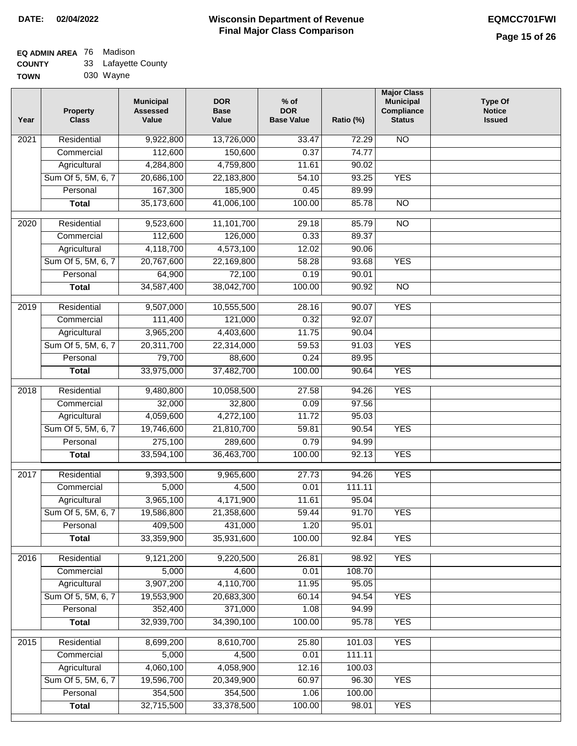**DATE: 02/04/2022**

# Wisconsin Department of Revenue
## Final Major Class Comparison

**EQMCC701FWI**

**EQ ADMIN AREA** 76 Madison
**COUNTY** 33 Lafayette County
**TOWN** 030 Wayne

| Year | Property Class | Municipal Assessed Value | DOR Base Value | % of DOR Base Value | Ratio (%) | Major Class Municipal Compliance Status | Type Of Notice Issued |
|---|---|---|---|---|---|---|---|
| 2021 | Residential | 9,922,800 | 13,726,000 | 33.47 | 72.29 | NO | |
| | Commercial | 112,600 | 150,600 | 0.37 | 74.77 | | |
| | Agricultural | 4,284,800 | 4,759,800 | 11.61 | 90.02 | | |
| | Sum Of 5, 5M, 6, 7 | 20,686,100 | 22,183,800 | 54.10 | 93.25 | YES | |
| | Personal | 167,300 | 185,900 | 0.45 | 89.99 | | |
| | **Total** | 35,173,600 | 41,006,100 | 100.00 | 85.78 | NO | |
| 2020 | Residential | 9,523,600 | 11,101,700 | 29.18 | 85.79 | NO | |
| | Commercial | 112,600 | 126,000 | 0.33 | 89.37 | | |
| | Agricultural | 4,118,700 | 4,573,100 | 12.02 | 90.06 | | |
| | Sum Of 5, 5M, 6, 7 | 20,767,600 | 22,169,800 | 58.28 | 93.68 | YES | |
| | Personal | 64,900 | 72,100 | 0.19 | 90.01 | | |
| | **Total** | 34,587,400 | 38,042,700 | 100.00 | 90.92 | NO | |
| 2019 | Residential | 9,507,000 | 10,555,500 | 28.16 | 90.07 | YES | |
| | Commercial | 111,400 | 121,000 | 0.32 | 92.07 | | |
| | Agricultural | 3,965,200 | 4,403,600 | 11.75 | 90.04 | | |
| | Sum Of 5, 5M, 6, 7 | 20,311,700 | 22,314,000 | 59.53 | 91.03 | YES | |
| | Personal | 79,700 | 88,600 | 0.24 | 89.95 | | |
| | **Total** | 33,975,000 | 37,482,700 | 100.00 | 90.64 | YES | |
| 2018 | Residential | 9,480,800 | 10,058,500 | 27.58 | 94.26 | YES | |
| | Commercial | 32,000 | 32,800 | 0.09 | 97.56 | | |
| | Agricultural | 4,059,600 | 4,272,100 | 11.72 | 95.03 | | |
| | Sum Of 5, 5M, 6, 7 | 19,746,600 | 21,810,700 | 59.81 | 90.54 | YES | |
| | Personal | 275,100 | 289,600 | 0.79 | 94.99 | | |
| | **Total** | 33,594,100 | 36,463,700 | 100.00 | 92.13 | YES | |
| 2017 | Residential | 9,393,500 | 9,965,600 | 27.73 | 94.26 | YES | |
| | Commercial | 5,000 | 4,500 | 0.01 | 111.11 | | |
| | Agricultural | 3,965,100 | 4,171,900 | 11.61 | 95.04 | | |
| | Sum Of 5, 5M, 6, 7 | 19,586,800 | 21,358,600 | 59.44 | 91.70 | YES | |
| | Personal | 409,500 | 431,000 | 1.20 | 95.01 | | |
| | **Total** | 33,359,900 | 35,931,600 | 100.00 | 92.84 | YES | |
| 2016 | Residential | 9,121,200 | 9,220,500 | 26.81 | 98.92 | YES | |
| | Commercial | 5,000 | 4,600 | 0.01 | 108.70 | | |
| | Agricultural | 3,907,200 | 4,110,700 | 11.95 | 95.05 | | |
| | Sum Of 5, 5M, 6, 7 | 19,553,900 | 20,683,300 | 60.14 | 94.54 | YES | |
| | Personal | 352,400 | 371,000 | 1.08 | 94.99 | | |
| | **Total** | 32,939,700 | 34,390,100 | 100.00 | 95.78 | YES | |
| 2015 | Residential | 8,699,200 | 8,610,700 | 25.80 | 101.03 | YES | |
| | Commercial | 5,000 | 4,500 | 0.01 | 111.11 | | |
| | Agricultural | 4,060,100 | 4,058,900 | 12.16 | 100.03 | | |
| | Sum Of 5, 5M, 6, 7 | 19,596,700 | 20,349,900 | 60.97 | 96.30 | YES | |
| | Personal | 354,500 | 354,500 | 1.06 | 100.00 | | |
| | **Total** | 32,715,500 | 33,378,500 | 100.00 | 98.01 | YES | |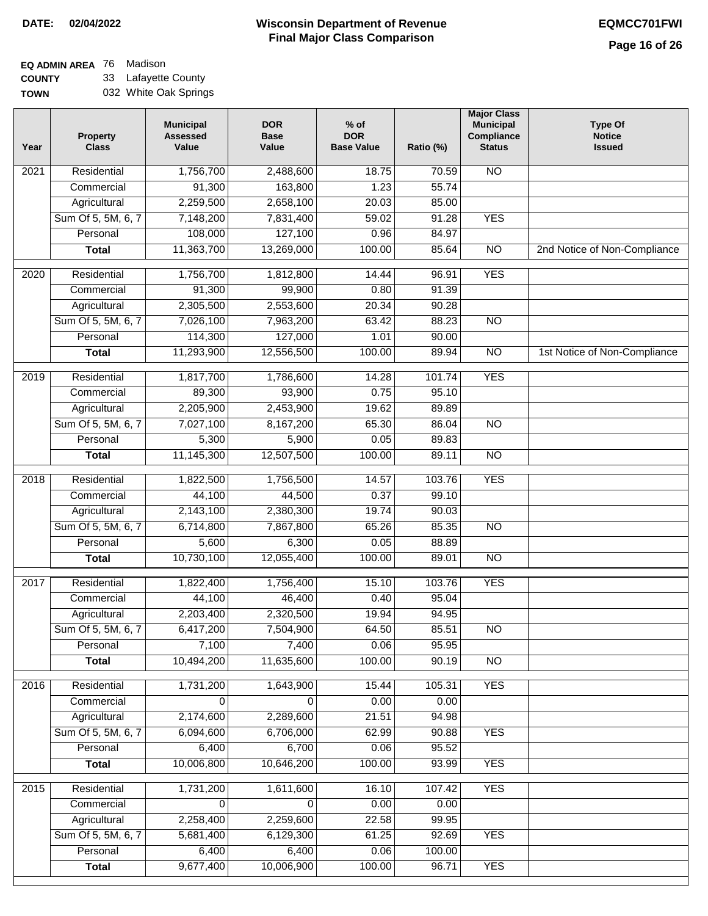**DATE:** 02/04/2022

# Wisconsin Department of Revenue
## Final Major Class Comparison

**EQMCC701FWI**

**EQ ADMIN AREA** 76 Madison
**COUNTY** 33 Lafayette County
**TOWN** 032 White Oak Springs

| Year | Property Class | Municipal Assessed Value | DOR Base Value | % of DOR Base Value | Ratio (%) | Major Class Municipal Compliance Status | Type Of Notice Issued |
|---|---|---|---|---|---|---|---|
| 2021 | Residential | 1,756,700 | 2,488,600 | 18.75 | 70.59 | NO | |
| | Commercial | 91,300 | 163,800 | 1.23 | 55.74 | | |
| | Agricultural | 2,259,500 | 2,658,100 | 20.03 | 85.00 | | |
| | Sum Of 5, 5M, 6, 7 | 7,148,200 | 7,831,400 | 59.02 | 91.28 | YES | |
| | Personal | 108,000 | 127,100 | 0.96 | 84.97 | | |
| | **Total** | 11,363,700 | 13,269,000 | 100.00 | 85.64 | NO | 2nd Notice of Non-Compliance |
| 2020 | Residential | 1,756,700 | 1,812,800 | 14.44 | 96.91 | YES | |
| | Commercial | 91,300 | 99,900 | 0.80 | 91.39 | | |
| | Agricultural | 2,305,500 | 2,553,600 | 20.34 | 90.28 | | |
| | Sum Of 5, 5M, 6, 7 | 7,026,100 | 7,963,200 | 63.42 | 88.23 | NO | |
| | Personal | 114,300 | 127,000 | 1.01 | 90.00 | | |
| | **Total** | 11,293,900 | 12,556,500 | 100.00 | 89.94 | NO | 1st Notice of Non-Compliance |
| 2019 | Residential | 1,817,700 | 1,786,600 | 14.28 | 101.74 | YES | |
| | Commercial | 89,300 | 93,900 | 0.75 | 95.10 | | |
| | Agricultural | 2,205,900 | 2,453,900 | 19.62 | 89.89 | | |
| | Sum Of 5, 5M, 6, 7 | 7,027,100 | 8,167,200 | 65.30 | 86.04 | NO | |
| | Personal | 5,300 | 5,900 | 0.05 | 89.83 | | |
| | **Total** | 11,145,300 | 12,507,500 | 100.00 | 89.11 | NO | |
| 2018 | Residential | 1,822,500 | 1,756,500 | 14.57 | 103.76 | YES | |
| | Commercial | 44,100 | 44,500 | 0.37 | 99.10 | | |
| | Agricultural | 2,143,100 | 2,380,300 | 19.74 | 90.03 | | |
| | Sum Of 5, 5M, 6, 7 | 6,714,800 | 7,867,800 | 65.26 | 85.35 | NO | |
| | Personal | 5,600 | 6,300 | 0.05 | 88.89 | | |
| | **Total** | 10,730,100 | 12,055,400 | 100.00 | 89.01 | NO | |
| 2017 | Residential | 1,822,400 | 1,756,400 | 15.10 | 103.76 | YES | |
| | Commercial | 44,100 | 46,400 | 0.40 | 95.04 | | |
| | Agricultural | 2,203,400 | 2,320,500 | 19.94 | 94.95 | | |
| | Sum Of 5, 5M, 6, 7 | 6,417,200 | 7,504,900 | 64.50 | 85.51 | NO | |
| | Personal | 7,100 | 7,400 | 0.06 | 95.95 | | |
| | **Total** | 10,494,200 | 11,635,600 | 100.00 | 90.19 | NO | |
| 2016 | Residential | 1,731,200 | 1,643,900 | 15.44 | 105.31 | YES | |
| | Commercial | 0 | 0 | 0.00 | 0.00 | | |
| | Agricultural | 2,174,600 | 2,289,600 | 21.51 | 94.98 | | |
| | Sum Of 5, 5M, 6, 7 | 6,094,600 | 6,706,000 | 62.99 | 90.88 | YES | |
| | Personal | 6,400 | 6,700 | 0.06 | 95.52 | | |
| | **Total** | 10,006,800 | 10,646,200 | 100.00 | 93.99 | YES | |
| 2015 | Residential | 1,731,200 | 1,611,600 | 16.10 | 107.42 | YES | |
| | Commercial | 0 | 0 | 0.00 | 0.00 | | |
| | Agricultural | 2,258,400 | 2,259,600 | 22.58 | 99.95 | | |
| | Sum Of 5, 5M, 6, 7 | 5,681,400 | 6,129,300 | 61.25 | 92.69 | YES | |
| | Personal | 6,400 | 6,400 | 0.06 | 100.00 | | |
| | **Total** | 9,677,400 | 10,006,900 | 100.00 | 96.71 | YES | |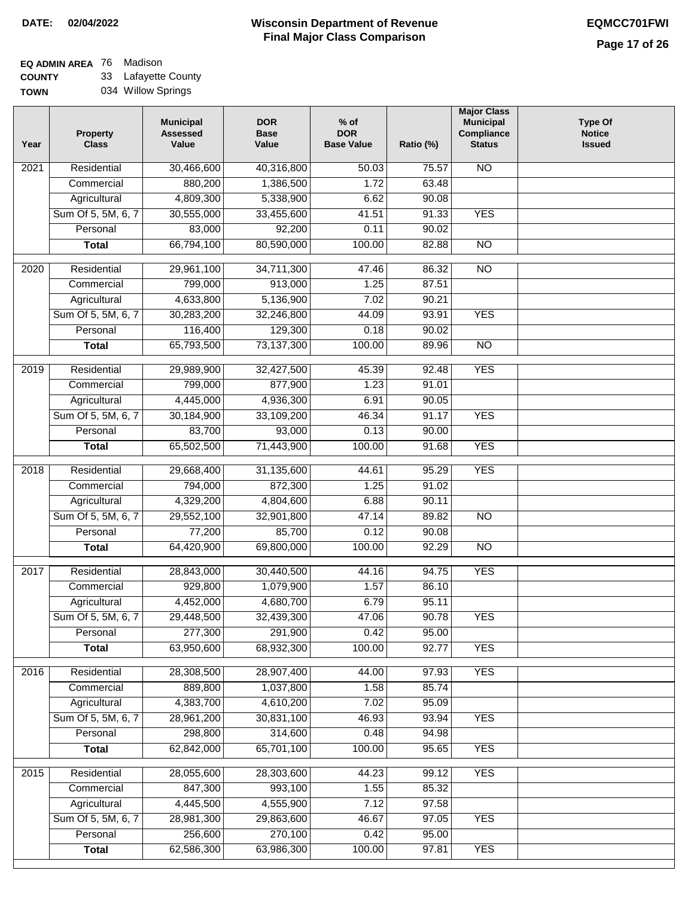**DATE: 02/04/2022**

# Wisconsin Department of Revenue
## Final Major Class Comparison

**EQMCC701FWI**

**EQ ADMIN AREA** 76 Madison
**COUNTY** 33 Lafayette County
**TOWN** 034 Willow Springs

| Year | Property Class | Municipal Assessed Value | DOR Base Value | % of DOR Base Value | Ratio (%) | Major Class Municipal Compliance Status | Type Of Notice Issued |
|---|---|---|---|---|---|---|---|
| 2021 | Residential | 30,466,600 | 40,316,800 | 50.03 | 75.57 | NO | |
| | Commercial | 880,200 | 1,386,500 | 1.72 | 63.48 | | |
| | Agricultural | 4,809,300 | 5,338,900 | 6.62 | 90.08 | | |
| | Sum Of 5, 5M, 6, 7 | 30,555,000 | 33,455,600 | 41.51 | 91.33 | YES | |
| | Personal | 83,000 | 92,200 | 0.11 | 90.02 | | |
| | **Total** | 66,794,100 | 80,590,000 | 100.00 | 82.88 | NO | |
| 2020 | Residential | 29,961,100 | 34,711,300 | 47.46 | 86.32 | NO | |
| | Commercial | 799,000 | 913,000 | 1.25 | 87.51 | | |
| | Agricultural | 4,633,800 | 5,136,900 | 7.02 | 90.21 | | |
| | Sum Of 5, 5M, 6, 7 | 30,283,200 | 32,246,800 | 44.09 | 93.91 | YES | |
| | Personal | 116,400 | 129,300 | 0.18 | 90.02 | | |
| | **Total** | 65,793,500 | 73,137,300 | 100.00 | 89.96 | NO | |
| 2019 | Residential | 29,989,900 | 32,427,500 | 45.39 | 92.48 | YES | |
| | Commercial | 799,000 | 877,900 | 1.23 | 91.01 | | |
| | Agricultural | 4,445,000 | 4,936,300 | 6.91 | 90.05 | | |
| | Sum Of 5, 5M, 6, 7 | 30,184,900 | 33,109,200 | 46.34 | 91.17 | YES | |
| | Personal | 83,700 | 93,000 | 0.13 | 90.00 | | |
| | **Total** | 65,502,500 | 71,443,900 | 100.00 | 91.68 | YES | |
| 2018 | Residential | 29,668,400 | 31,135,600 | 44.61 | 95.29 | YES | |
| | Commercial | 794,000 | 872,300 | 1.25 | 91.02 | | |
| | Agricultural | 4,329,200 | 4,804,600 | 6.88 | 90.11 | | |
| | Sum Of 5, 5M, 6, 7 | 29,552,100 | 32,901,800 | 47.14 | 89.82 | NO | |
| | Personal | 77,200 | 85,700 | 0.12 | 90.08 | | |
| | **Total** | 64,420,900 | 69,800,000 | 100.00 | 92.29 | NO | |
| 2017 | Residential | 28,843,000 | 30,440,500 | 44.16 | 94.75 | YES | |
| | Commercial | 929,800 | 1,079,900 | 1.57 | 86.10 | | |
| | Agricultural | 4,452,000 | 4,680,700 | 6.79 | 95.11 | | |
| | Sum Of 5, 5M, 6, 7 | 29,448,500 | 32,439,300 | 47.06 | 90.78 | YES | |
| | Personal | 277,300 | 291,900 | 0.42 | 95.00 | | |
| | **Total** | 63,950,600 | 68,932,300 | 100.00 | 92.77 | YES | |
| 2016 | Residential | 28,308,500 | 28,907,400 | 44.00 | 97.93 | YES | |
| | Commercial | 889,800 | 1,037,800 | 1.58 | 85.74 | | |
| | Agricultural | 4,383,700 | 4,610,200 | 7.02 | 95.09 | | |
| | Sum Of 5, 5M, 6, 7 | 28,961,200 | 30,831,100 | 46.93 | 93.94 | YES | |
| | Personal | 298,800 | 314,600 | 0.48 | 94.98 | | |
| | **Total** | 62,842,000 | 65,701,100 | 100.00 | 95.65 | YES | |
| 2015 | Residential | 28,055,600 | 28,303,600 | 44.23 | 99.12 | YES | |
| | Commercial | 847,300 | 993,100 | 1.55 | 85.32 | | |
| | Agricultural | 4,445,500 | 4,555,900 | 7.12 | 97.58 | | |
| | Sum Of 5, 5M, 6, 7 | 28,981,300 | 29,863,600 | 46.67 | 97.05 | YES | |
| | Personal | 256,600 | 270,100 | 0.42 | 95.00 | | |
| | **Total** | 62,586,300 | 63,986,300 | 100.00 | 97.81 | YES | |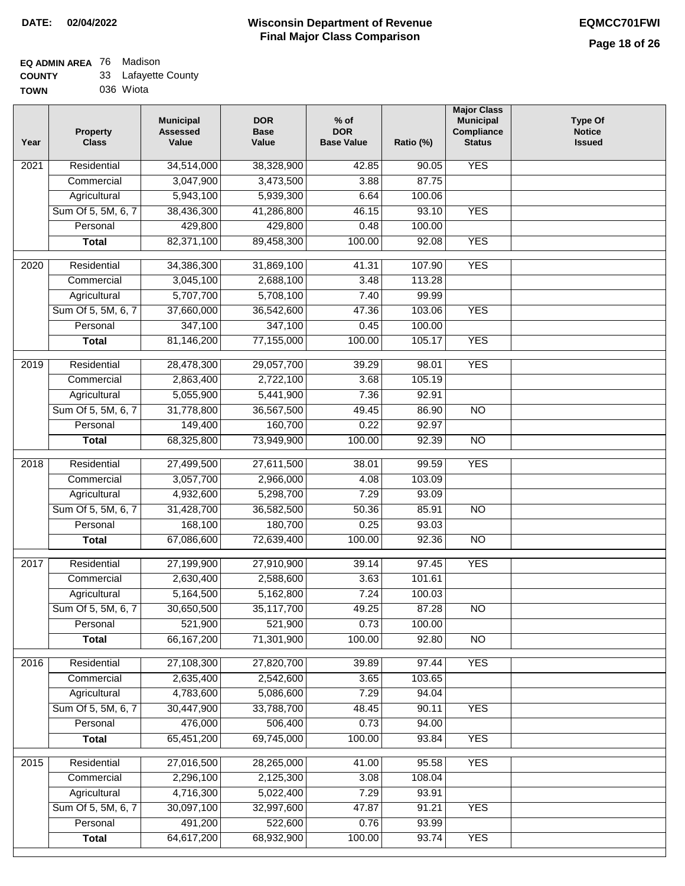**DATE:** 02/04/2022

# Wisconsin Department of Revenue
## Final Major Class Comparison

**EQMCC701FWI**

**EQ ADMIN AREA** 76 Madison
**COUNTY** 33 Lafayette County
**TOWN** 036 Wiota

| Year | Property Class | Municipal Assessed Value | DOR Base Value | % of DOR Base Value | Ratio (%) | Major Class Municipal Compliance Status | Type Of Notice Issued |
|---|---|---|---|---|---|---|---|
| 2021 | Residential | 34,514,000 | 38,328,900 | 42.85 | 90.05 | YES | |
| | Commercial | 3,047,900 | 3,473,500 | 3.88 | 87.75 | | |
| | Agricultural | 5,943,100 | 5,939,300 | 6.64 | 100.06 | | |
| | Sum Of 5, 5M, 6, 7 | 38,436,300 | 41,286,800 | 46.15 | 93.10 | YES | |
| | Personal | 429,800 | 429,800 | 0.48 | 100.00 | | |
| | **Total** | 82,371,100 | 89,458,300 | 100.00 | 92.08 | YES | |
| 2020 | Residential | 34,386,300 | 31,869,100 | 41.31 | 107.90 | YES | |
| | Commercial | 3,045,100 | 2,688,100 | 3.48 | 113.28 | | |
| | Agricultural | 5,707,700 | 5,708,100 | 7.40 | 99.99 | | |
| | Sum Of 5, 5M, 6, 7 | 37,660,000 | 36,542,600 | 47.36 | 103.06 | YES | |
| | Personal | 347,100 | 347,100 | 0.45 | 100.00 | | |
| | **Total** | 81,146,200 | 77,155,000 | 100.00 | 105.17 | YES | |
| 2019 | Residential | 28,478,300 | 29,057,700 | 39.29 | 98.01 | YES | |
| | Commercial | 2,863,400 | 2,722,100 | 3.68 | 105.19 | | |
| | Agricultural | 5,055,900 | 5,441,900 | 7.36 | 92.91 | | |
| | Sum Of 5, 5M, 6, 7 | 31,778,800 | 36,567,500 | 49.45 | 86.90 | NO | |
| | Personal | 149,400 | 160,700 | 0.22 | 92.97 | | |
| | **Total** | 68,325,800 | 73,949,900 | 100.00 | 92.39 | NO | |
| 2018 | Residential | 27,499,500 | 27,611,500 | 38.01 | 99.59 | YES | |
| | Commercial | 3,057,700 | 2,966,000 | 4.08 | 103.09 | | |
| | Agricultural | 4,932,600 | 5,298,700 | 7.29 | 93.09 | | |
| | Sum Of 5, 5M, 6, 7 | 31,428,700 | 36,582,500 | 50.36 | 85.91 | NO | |
| | Personal | 168,100 | 180,700 | 0.25 | 93.03 | | |
| | **Total** | 67,086,600 | 72,639,400 | 100.00 | 92.36 | NO | |
| 2017 | Residential | 27,199,900 | 27,910,900 | 39.14 | 97.45 | YES | |
| | Commercial | 2,630,400 | 2,588,600 | 3.63 | 101.61 | | |
| | Agricultural | 5,164,500 | 5,162,800 | 7.24 | 100.03 | | |
| | Sum Of 5, 5M, 6, 7 | 30,650,500 | 35,117,700 | 49.25 | 87.28 | NO | |
| | Personal | 521,900 | 521,900 | 0.73 | 100.00 | | |
| | **Total** | 66,167,200 | 71,301,900 | 100.00 | 92.80 | NO | |
| 2016 | Residential | 27,108,300 | 27,820,700 | 39.89 | 97.44 | YES | |
| | Commercial | 2,635,400 | 2,542,600 | 3.65 | 103.65 | | |
| | Agricultural | 4,783,600 | 5,086,600 | 7.29 | 94.04 | | |
| | Sum Of 5, 5M, 6, 7 | 30,447,900 | 33,788,700 | 48.45 | 90.11 | YES | |
| | Personal | 476,000 | 506,400 | 0.73 | 94.00 | | |
| | **Total** | 65,451,200 | 69,745,000 | 100.00 | 93.84 | YES | |
| 2015 | Residential | 27,016,500 | 28,265,000 | 41.00 | 95.58 | YES | |
| | Commercial | 2,296,100 | 2,125,300 | 3.08 | 108.04 | | |
| | Agricultural | 4,716,300 | 5,022,400 | 7.29 | 93.91 | | |
| | Sum Of 5, 5M, 6, 7 | 30,097,100 | 32,997,600 | 47.87 | 91.21 | YES | |
| | Personal | 491,200 | 522,600 | 0.76 | 93.99 | | |
| | **Total** | 64,617,200 | 68,932,900 | 100.00 | 93.74 | YES | |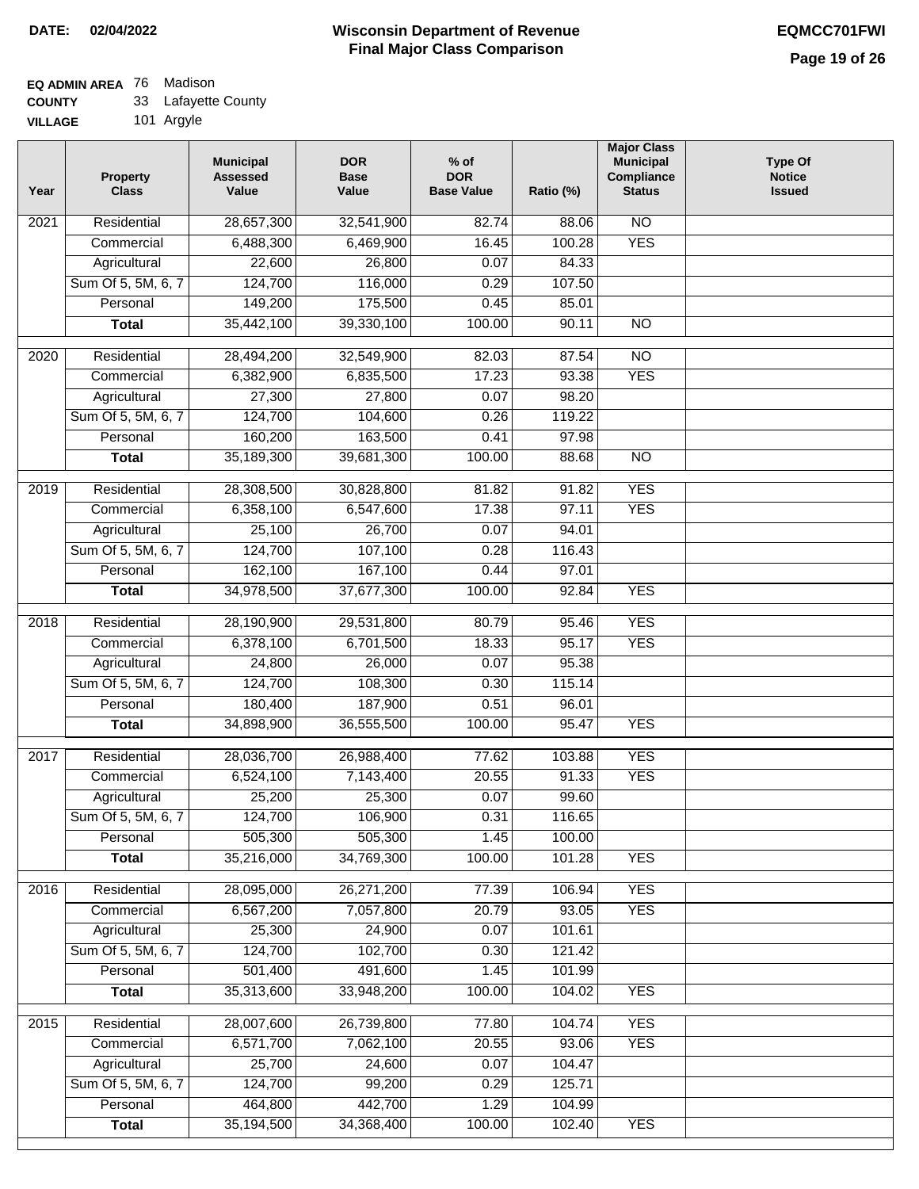**DATE: 02/04/2022**

# Wisconsin Department of Revenue
## Final Major Class Comparison

**EQMCC701FWI**

**EQ ADMIN AREA** 76 Madison
**COUNTY** 33 Lafayette County
**VILLAGE** 101 Argyle

| Year | Property Class | Municipal Assessed Value | DOR Base Value | % of DOR Base Value | Ratio (%) | Major Class Municipal Compliance Status | Type Of Notice Issued |
|---|---|---|---|---|---|---|---|
| 2021 | Residential | 28,657,300 | 32,541,900 | 82.74 | 88.06 | NO | |
| | Commercial | 6,488,300 | 6,469,900 | 16.45 | 100.28 | YES | |
| | Agricultural | 22,600 | 26,800 | 0.07 | 84.33 | | |
| | Sum Of 5, 5M, 6, 7 | 124,700 | 116,000 | 0.29 | 107.50 | | |
| | Personal | 149,200 | 175,500 | 0.45 | 85.01 | | |
| | **Total** | 35,442,100 | 39,330,100 | 100.00 | 90.11 | NO | |
| 2020 | Residential | 28,494,200 | 32,549,900 | 82.03 | 87.54 | NO | |
| | Commercial | 6,382,900 | 6,835,500 | 17.23 | 93.38 | YES | |
| | Agricultural | 27,300 | 27,800 | 0.07 | 98.20 | | |
| | Sum Of 5, 5M, 6, 7 | 124,700 | 104,600 | 0.26 | 119.22 | | |
| | Personal | 160,200 | 163,500 | 0.41 | 97.98 | | |
| | **Total** | 35,189,300 | 39,681,300 | 100.00 | 88.68 | NO | |
| 2019 | Residential | 28,308,500 | 30,828,800 | 81.82 | 91.82 | YES | |
| | Commercial | 6,358,100 | 6,547,600 | 17.38 | 97.11 | YES | |
| | Agricultural | 25,100 | 26,700 | 0.07 | 94.01 | | |
| | Sum Of 5, 5M, 6, 7 | 124,700 | 107,100 | 0.28 | 116.43 | | |
| | Personal | 162,100 | 167,100 | 0.44 | 97.01 | | |
| | **Total** | 34,978,500 | 37,677,300 | 100.00 | 92.84 | YES | |
| 2018 | Residential | 28,190,900 | 29,531,800 | 80.79 | 95.46 | YES | |
| | Commercial | 6,378,100 | 6,701,500 | 18.33 | 95.17 | YES | |
| | Agricultural | 24,800 | 26,000 | 0.07 | 95.38 | | |
| | Sum Of 5, 5M, 6, 7 | 124,700 | 108,300 | 0.30 | 115.14 | | |
| | Personal | 180,400 | 187,900 | 0.51 | 96.01 | | |
| | **Total** | 34,898,900 | 36,555,500 | 100.00 | 95.47 | YES | |
| 2017 | Residential | 28,036,700 | 26,988,400 | 77.62 | 103.88 | YES | |
| | Commercial | 6,524,100 | 7,143,400 | 20.55 | 91.33 | YES | |
| | Agricultural | 25,200 | 25,300 | 0.07 | 99.60 | | |
| | Sum Of 5, 5M, 6, 7 | 124,700 | 106,900 | 0.31 | 116.65 | | |
| | Personal | 505,300 | 505,300 | 1.45 | 100.00 | | |
| | **Total** | 35,216,000 | 34,769,300 | 100.00 | 101.28 | YES | |
| 2016 | Residential | 28,095,000 | 26,271,200 | 77.39 | 106.94 | YES | |
| | Commercial | 6,567,200 | 7,057,800 | 20.79 | 93.05 | YES | |
| | Agricultural | 25,300 | 24,900 | 0.07 | 101.61 | | |
| | Sum Of 5, 5M, 6, 7 | 124,700 | 102,700 | 0.30 | 121.42 | | |
| | Personal | 501,400 | 491,600 | 1.45 | 101.99 | | |
| | **Total** | 35,313,600 | 33,948,200 | 100.00 | 104.02 | YES | |
| 2015 | Residential | 28,007,600 | 26,739,800 | 77.80 | 104.74 | YES | |
| | Commercial | 6,571,700 | 7,062,100 | 20.55 | 93.06 | YES | |
| | Agricultural | 25,700 | 24,600 | 0.07 | 104.47 | | |
| | Sum Of 5, 5M, 6, 7 | 124,700 | 99,200 | 0.29 | 125.71 | | |
| | Personal | 464,800 | 442,700 | 1.29 | 104.99 | | |
| | **Total** | 35,194,500 | 34,368,400 | 100.00 | 102.40 | YES | |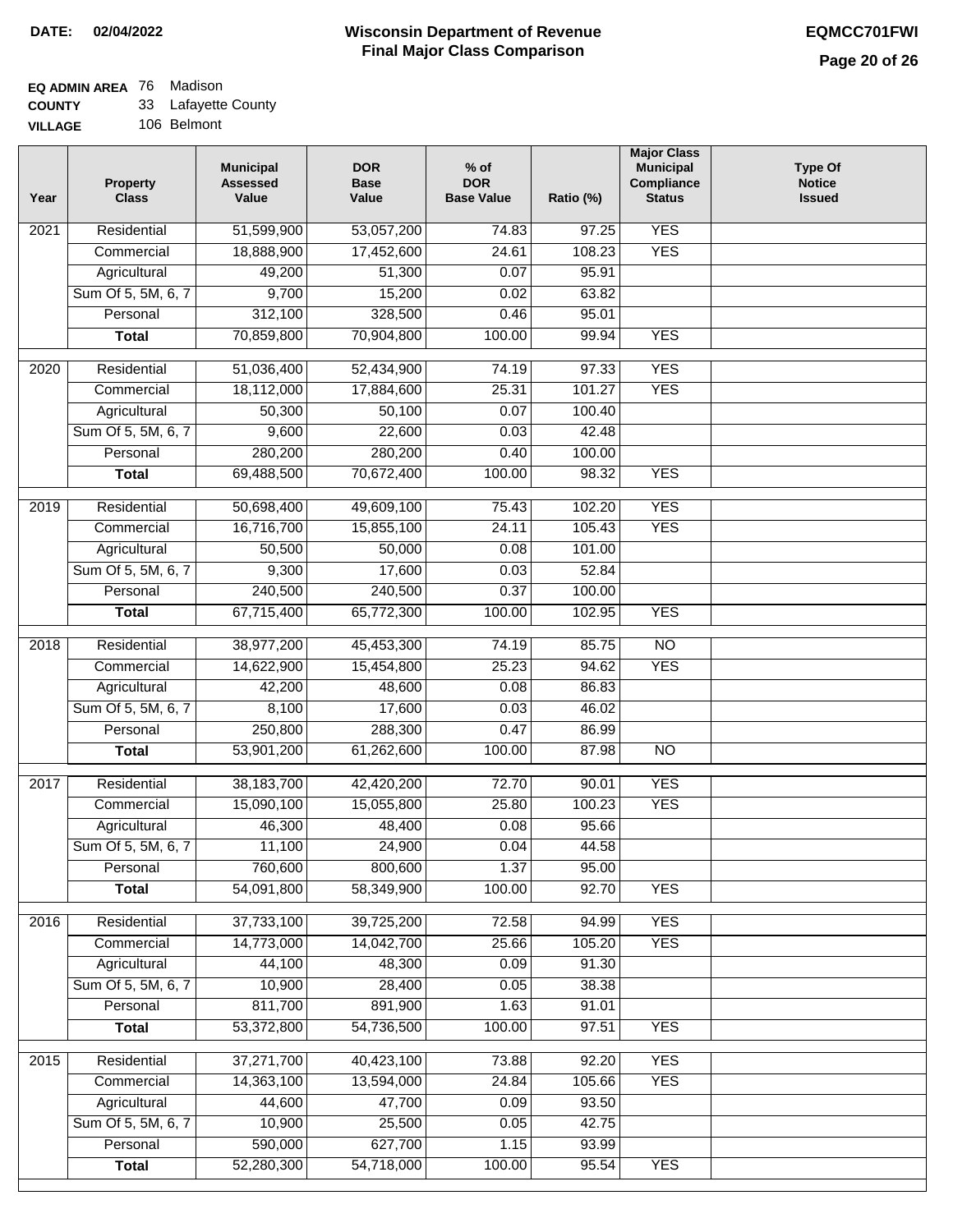**DATE: 02/04/2022**

# Wisconsin Department of Revenue
## Final Major Class Comparison

**EQMCC701FWI**

**EQ ADMIN AREA** 76 Madison
**COUNTY** 33 Lafayette County
**VILLAGE** 106 Belmont

| Year | Property Class | Municipal Assessed Value | DOR Base Value | % of DOR Base Value | Ratio (%) | Major Class Municipal Compliance Status | Type Of Notice Issued |
|---|---|---|---|---|---|---|---|
| 2021 | Residential | 51,599,900 | 53,057,200 | 74.83 | 97.25 | YES | |
| | Commercial | 18,888,900 | 17,452,600 | 24.61 | 108.23 | YES | |
| | Agricultural | 49,200 | 51,300 | 0.07 | 95.91 | | |
| | Sum Of 5, 5M, 6, 7 | 9,700 | 15,200 | 0.02 | 63.82 | | |
| | Personal | 312,100 | 328,500 | 0.46 | 95.01 | | |
| | **Total** | 70,859,800 | 70,904,800 | 100.00 | 99.94 | YES | |
| 2020 | Residential | 51,036,400 | 52,434,900 | 74.19 | 97.33 | YES | |
| | Commercial | 18,112,000 | 17,884,600 | 25.31 | 101.27 | YES | |
| | Agricultural | 50,300 | 50,100 | 0.07 | 100.40 | | |
| | Sum Of 5, 5M, 6, 7 | 9,600 | 22,600 | 0.03 | 42.48 | | |
| | Personal | 280,200 | 280,200 | 0.40 | 100.00 | | |
| | **Total** | 69,488,500 | 70,672,400 | 100.00 | 98.32 | YES | |
| 2019 | Residential | 50,698,400 | 49,609,100 | 75.43 | 102.20 | YES | |
| | Commercial | 16,716,700 | 15,855,100 | 24.11 | 105.43 | YES | |
| | Agricultural | 50,500 | 50,000 | 0.08 | 101.00 | | |
| | Sum Of 5, 5M, 6, 7 | 9,300 | 17,600 | 0.03 | 52.84 | | |
| | Personal | 240,500 | 240,500 | 0.37 | 100.00 | | |
| | **Total** | 67,715,400 | 65,772,300 | 100.00 | 102.95 | YES | |
| 2018 | Residential | 38,977,200 | 45,453,300 | 74.19 | 85.75 | NO | |
| | Commercial | 14,622,900 | 15,454,800 | 25.23 | 94.62 | YES | |
| | Agricultural | 42,200 | 48,600 | 0.08 | 86.83 | | |
| | Sum Of 5, 5M, 6, 7 | 8,100 | 17,600 | 0.03 | 46.02 | | |
| | Personal | 250,800 | 288,300 | 0.47 | 86.99 | | |
| | **Total** | 53,901,200 | 61,262,600 | 100.00 | 87.98 | NO | |
| 2017 | Residential | 38,183,700 | 42,420,200 | 72.70 | 90.01 | YES | |
| | Commercial | 15,090,100 | 15,055,800 | 25.80 | 100.23 | YES | |
| | Agricultural | 46,300 | 48,400 | 0.08 | 95.66 | | |
| | Sum Of 5, 5M, 6, 7 | 11,100 | 24,900 | 0.04 | 44.58 | | |
| | Personal | 760,600 | 800,600 | 1.37 | 95.00 | | |
| | **Total** | 54,091,800 | 58,349,900 | 100.00 | 92.70 | YES | |
| 2016 | Residential | 37,733,100 | 39,725,200 | 72.58 | 94.99 | YES | |
| | Commercial | 14,773,000 | 14,042,700 | 25.66 | 105.20 | YES | |
| | Agricultural | 44,100 | 48,300 | 0.09 | 91.30 | | |
| | Sum Of 5, 5M, 6, 7 | 10,900 | 28,400 | 0.05 | 38.38 | | |
| | Personal | 811,700 | 891,900 | 1.63 | 91.01 | | |
| | **Total** | 53,372,800 | 54,736,500 | 100.00 | 97.51 | YES | |
| 2015 | Residential | 37,271,700 | 40,423,100 | 73.88 | 92.20 | YES | |
| | Commercial | 14,363,100 | 13,594,000 | 24.84 | 105.66 | YES | |
| | Agricultural | 44,600 | 47,700 | 0.09 | 93.50 | | |
| | Sum Of 5, 5M, 6, 7 | 10,900 | 25,500 | 0.05 | 42.75 | | |
| | Personal | 590,000 | 627,700 | 1.15 | 93.99 | | |
| | **Total** | 52,280,300 | 54,718,000 | 100.00 | 95.54 | YES | |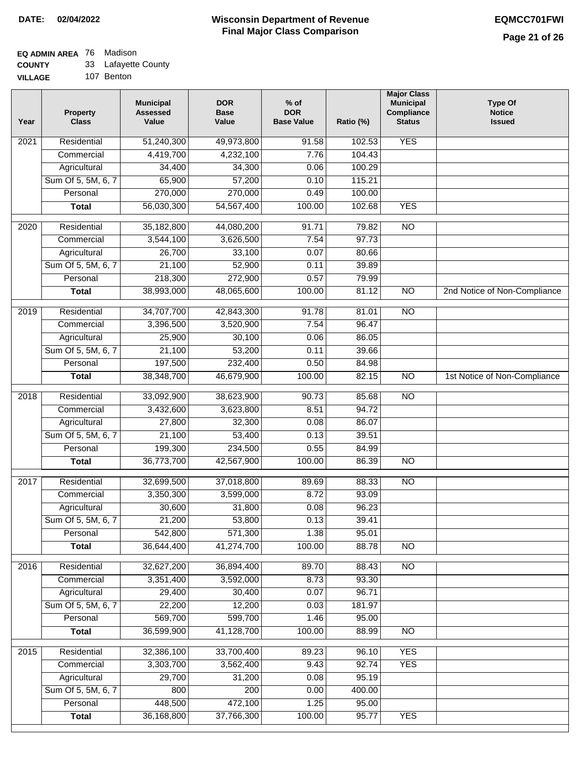**DATE:** 02/04/2022

# Wisconsin Department of Revenue
## Final Major Class Comparison

**EQMCC701FWI**

**EQ ADMIN AREA** 76 Madison
**COUNTY** 33 Lafayette County
**VILLAGE** 107 Benton

| Year | Property Class | Municipal Assessed Value | DOR Base Value | % of DOR Base Value | Ratio (%) | Major Class Municipal Compliance Status | Type Of Notice Issued |
|---|---|---|---|---|---|---|---|
| 2021 | Residential | 51,240,300 | 49,973,800 | 91.58 | 102.53 | YES | |
| | Commercial | 4,419,700 | 4,232,100 | 7.76 | 104.43 | | |
| | Agricultural | 34,400 | 34,300 | 0.06 | 100.29 | | |
| | Sum Of 5, 5M, 6, 7 | 65,900 | 57,200 | 0.10 | 115.21 | | |
| | Personal | 270,000 | 270,000 | 0.49 | 100.00 | | |
| | **Total** | 56,030,300 | 54,567,400 | 100.00 | 102.68 | YES | |
| 2020 | Residential | 35,182,800 | 44,080,200 | 91.71 | 79.82 | NO | |
| | Commercial | 3,544,100 | 3,626,500 | 7.54 | 97.73 | | |
| | Agricultural | 26,700 | 33,100 | 0.07 | 80.66 | | |
| | Sum Of 5, 5M, 6, 7 | 21,100 | 52,900 | 0.11 | 39.89 | | |
| | Personal | 218,300 | 272,900 | 0.57 | 79.99 | | |
| | **Total** | 38,993,000 | 48,065,600 | 100.00 | 81.12 | NO | 2nd Notice of Non-Compliance |
| 2019 | Residential | 34,707,700 | 42,843,300 | 91.78 | 81.01 | NO | |
| | Commercial | 3,396,500 | 3,520,900 | 7.54 | 96.47 | | |
| | Agricultural | 25,900 | 30,100 | 0.06 | 86.05 | | |
| | Sum Of 5, 5M, 6, 7 | 21,100 | 53,200 | 0.11 | 39.66 | | |
| | Personal | 197,500 | 232,400 | 0.50 | 84.98 | | |
| | **Total** | 38,348,700 | 46,679,900 | 100.00 | 82.15 | NO | 1st Notice of Non-Compliance |
| 2018 | Residential | 33,092,900 | 38,623,900 | 90.73 | 85.68 | NO | |
| | Commercial | 3,432,600 | 3,623,800 | 8.51 | 94.72 | | |
| | Agricultural | 27,800 | 32,300 | 0.08 | 86.07 | | |
| | Sum Of 5, 5M, 6, 7 | 21,100 | 53,400 | 0.13 | 39.51 | | |
| | Personal | 199,300 | 234,500 | 0.55 | 84.99 | | |
| | **Total** | 36,773,700 | 42,567,900 | 100.00 | 86.39 | NO | |
| 2017 | Residential | 32,699,500 | 37,018,800 | 89.69 | 88.33 | NO | |
| | Commercial | 3,350,300 | 3,599,000 | 8.72 | 93.09 | | |
| | Agricultural | 30,600 | 31,800 | 0.08 | 96.23 | | |
| | Sum Of 5, 5M, 6, 7 | 21,200 | 53,800 | 0.13 | 39.41 | | |
| | Personal | 542,800 | 571,300 | 1.38 | 95.01 | | |
| | **Total** | 36,644,400 | 41,274,700 | 100.00 | 88.78 | NO | |
| 2016 | Residential | 32,627,200 | 36,894,400 | 89.70 | 88.43 | NO | |
| | Commercial | 3,351,400 | 3,592,000 | 8.73 | 93.30 | | |
| | Agricultural | 29,400 | 30,400 | 0.07 | 96.71 | | |
| | Sum Of 5, 5M, 6, 7 | 22,200 | 12,200 | 0.03 | 181.97 | | |
| | Personal | 569,700 | 599,700 | 1.46 | 95.00 | | |
| | **Total** | 36,599,900 | 41,128,700 | 100.00 | 88.99 | NO | |
| 2015 | Residential | 32,386,100 | 33,700,400 | 89.23 | 96.10 | YES | |
| | Commercial | 3,303,700 | 3,562,400 | 9.43 | 92.74 | YES | |
| | Agricultural | 29,700 | 31,200 | 0.08 | 95.19 | | |
| | Sum Of 5, 5M, 6, 7 | 800 | 200 | 0.00 | 400.00 | | |
| | Personal | 448,500 | 472,100 | 1.25 | 95.00 | | |
| | **Total** | 36,168,800 | 37,766,300 | 100.00 | 95.77 | YES | |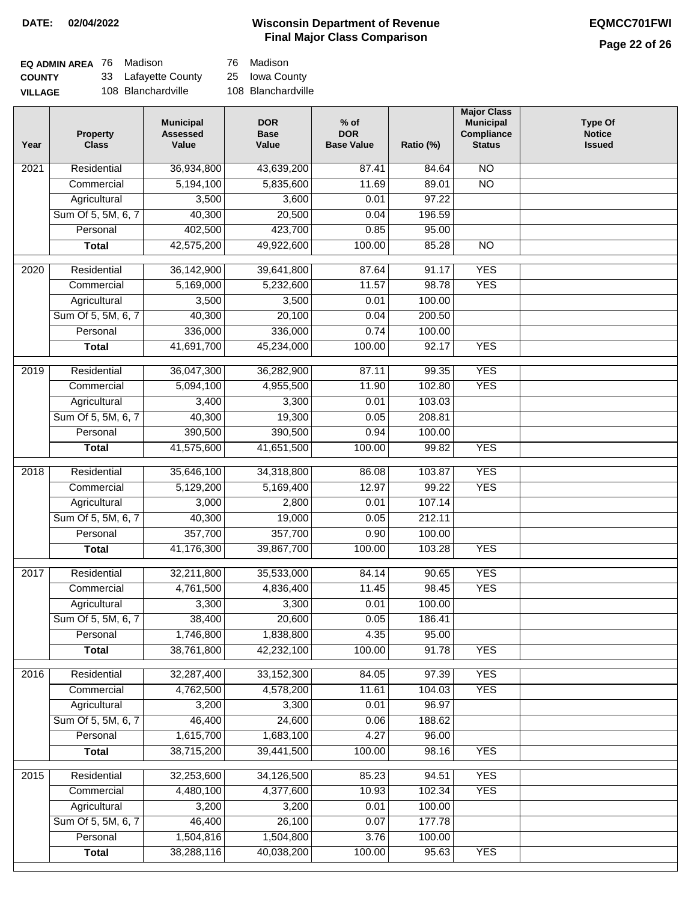**DATE:** 02/04/2022

# Wisconsin Department of Revenue
## Final Major Class Comparison

**EQMCC701FWI**

| | | | | |
|---|---|---|---|---|
| **EQ ADMIN AREA** | 76 | Madison | 76 | Madison |
| **COUNTY** | 33 | Lafayette County | 25 | Iowa County |
| **VILLAGE** | 108 | Blanchardville | 108 | Blanchardville |

| Year | Property Class | Municipal Assessed Value | DOR Base Value | % of DOR Base Value | Ratio (%) | Major Class Municipal Compliance Status | Type Of Notice Issued |
|---|---|---|---|---|---|---|---|
| 2021 | Residential | 36,934,800 | 43,639,200 | 87.41 | 84.64 | NO | |
| | Commercial | 5,194,100 | 5,835,600 | 11.69 | 89.01 | NO | |
| | Agricultural | 3,500 | 3,600 | 0.01 | 97.22 | | |
| | Sum Of 5, 5M, 6, 7 | 40,300 | 20,500 | 0.04 | 196.59 | | |
| | Personal | 402,500 | 423,700 | 0.85 | 95.00 | | |
| | **Total** | 42,575,200 | 49,922,600 | 100.00 | 85.28 | NO | |
| 2020 | Residential | 36,142,900 | 39,641,800 | 87.64 | 91.17 | YES | |
| | Commercial | 5,169,000 | 5,232,600 | 11.57 | 98.78 | YES | |
| | Agricultural | 3,500 | 3,500 | 0.01 | 100.00 | | |
| | Sum Of 5, 5M, 6, 7 | 40,300 | 20,100 | 0.04 | 200.50 | | |
| | Personal | 336,000 | 336,000 | 0.74 | 100.00 | | |
| | **Total** | 41,691,700 | 45,234,000 | 100.00 | 92.17 | YES | |
| 2019 | Residential | 36,047,300 | 36,282,900 | 87.11 | 99.35 | YES | |
| | Commercial | 5,094,100 | 4,955,500 | 11.90 | 102.80 | YES | |
| | Agricultural | 3,400 | 3,300 | 0.01 | 103.03 | | |
| | Sum Of 5, 5M, 6, 7 | 40,300 | 19,300 | 0.05 | 208.81 | | |
| | Personal | 390,500 | 390,500 | 0.94 | 100.00 | | |
| | **Total** | 41,575,600 | 41,651,500 | 100.00 | 99.82 | YES | |
| 2018 | Residential | 35,646,100 | 34,318,800 | 86.08 | 103.87 | YES | |
| | Commercial | 5,129,200 | 5,169,400 | 12.97 | 99.22 | YES | |
| | Agricultural | 3,000 | 2,800 | 0.01 | 107.14 | | |
| | Sum Of 5, 5M, 6, 7 | 40,300 | 19,000 | 0.05 | 212.11 | | |
| | Personal | 357,700 | 357,700 | 0.90 | 100.00 | | |
| | **Total** | 41,176,300 | 39,867,700 | 100.00 | 103.28 | YES | |
| 2017 | Residential | 32,211,800 | 35,533,000 | 84.14 | 90.65 | YES | |
| | Commercial | 4,761,500 | 4,836,400 | 11.45 | 98.45 | YES | |
| | Agricultural | 3,300 | 3,300 | 0.01 | 100.00 | | |
| | Sum Of 5, 5M, 6, 7 | 38,400 | 20,600 | 0.05 | 186.41 | | |
| | Personal | 1,746,800 | 1,838,800 | 4.35 | 95.00 | | |
| | **Total** | 38,761,800 | 42,232,100 | 100.00 | 91.78 | YES | |
| 2016 | Residential | 32,287,400 | 33,152,300 | 84.05 | 97.39 | YES | |
| | Commercial | 4,762,500 | 4,578,200 | 11.61 | 104.03 | YES | |
| | Agricultural | 3,200 | 3,300 | 0.01 | 96.97 | | |
| | Sum Of 5, 5M, 6, 7 | 46,400 | 24,600 | 0.06 | 188.62 | | |
| | Personal | 1,615,700 | 1,683,100 | 4.27 | 96.00 | | |
| | **Total** | 38,715,200 | 39,441,500 | 100.00 | 98.16 | YES | |
| 2015 | Residential | 32,253,600 | 34,126,500 | 85.23 | 94.51 | YES | |
| | Commercial | 4,480,100 | 4,377,600 | 10.93 | 102.34 | YES | |
| | Agricultural | 3,200 | 3,200 | 0.01 | 100.00 | | |
| | Sum Of 5, 5M, 6, 7 | 46,400 | 26,100 | 0.07 | 177.78 | | |
| | Personal | 1,504,816 | 1,504,800 | 3.76 | 100.00 | | |
| | **Total** | 38,288,116 | 40,038,200 | 100.00 | 95.63 | YES | |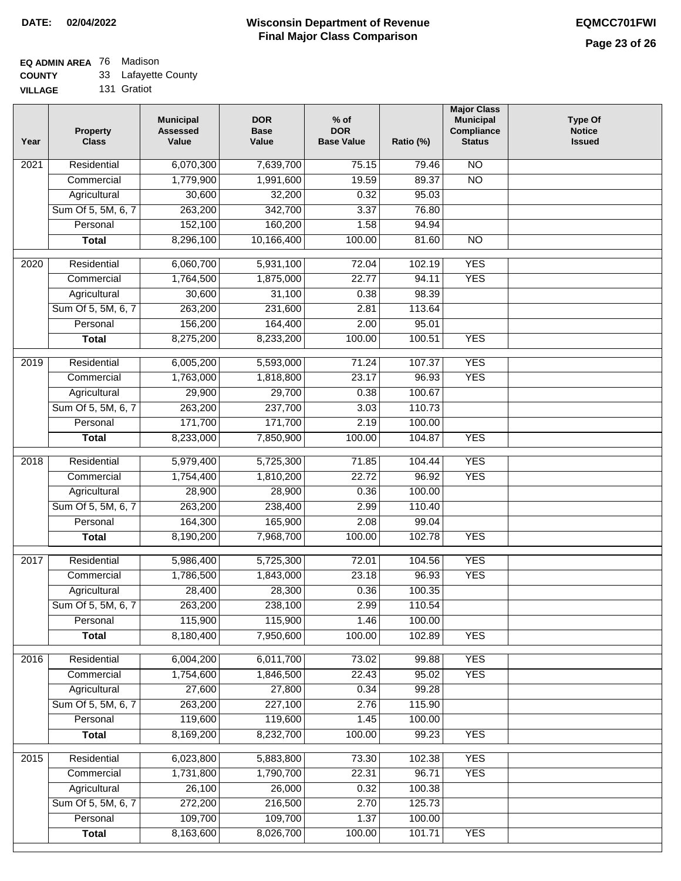**DATE: 02/04/2022**

# Wisconsin Department of Revenue
## Final Major Class Comparison

**EQMCC701FWI**

**EQ ADMIN AREA** 76 Madison
**COUNTY** 33 Lafayette County
**VILLAGE** 131 Gratiot

| Year | Property Class | Municipal Assessed Value | DOR Base Value | % of DOR Base Value | Ratio (%) | Major Class Municipal Compliance Status | Type Of Notice Issued |
|---|---|---|---|---|---|---|---|
| 2021 | Residential | 6,070,300 | 7,639,700 | 75.15 | 79.46 | NO | |
| | Commercial | 1,779,900 | 1,991,600 | 19.59 | 89.37 | NO | |
| | Agricultural | 30,600 | 32,200 | 0.32 | 95.03 | | |
| | Sum Of 5, 5M, 6, 7 | 263,200 | 342,700 | 3.37 | 76.80 | | |
| | Personal | 152,100 | 160,200 | 1.58 | 94.94 | | |
| | **Total** | 8,296,100 | 10,166,400 | 100.00 | 81.60 | NO | |
| 2020 | Residential | 6,060,700 | 5,931,100 | 72.04 | 102.19 | YES | |
| | Commercial | 1,764,500 | 1,875,000 | 22.77 | 94.11 | YES | |
| | Agricultural | 30,600 | 31,100 | 0.38 | 98.39 | | |
| | Sum Of 5, 5M, 6, 7 | 263,200 | 231,600 | 2.81 | 113.64 | | |
| | Personal | 156,200 | 164,400 | 2.00 | 95.01 | | |
| | **Total** | 8,275,200 | 8,233,200 | 100.00 | 100.51 | YES | |
| 2019 | Residential | 6,005,200 | 5,593,000 | 71.24 | 107.37 | YES | |
| | Commercial | 1,763,000 | 1,818,800 | 23.17 | 96.93 | YES | |
| | Agricultural | 29,900 | 29,700 | 0.38 | 100.67 | | |
| | Sum Of 5, 5M, 6, 7 | 263,200 | 237,700 | 3.03 | 110.73 | | |
| | Personal | 171,700 | 171,700 | 2.19 | 100.00 | | |
| | **Total** | 8,233,000 | 7,850,900 | 100.00 | 104.87 | YES | |
| 2018 | Residential | 5,979,400 | 5,725,300 | 71.85 | 104.44 | YES | |
| | Commercial | 1,754,400 | 1,810,200 | 22.72 | 96.92 | YES | |
| | Agricultural | 28,900 | 28,900 | 0.36 | 100.00 | | |
| | Sum Of 5, 5M, 6, 7 | 263,200 | 238,400 | 2.99 | 110.40 | | |
| | Personal | 164,300 | 165,900 | 2.08 | 99.04 | | |
| | **Total** | 8,190,200 | 7,968,700 | 100.00 | 102.78 | YES | |
| 2017 | Residential | 5,986,400 | 5,725,300 | 72.01 | 104.56 | YES | |
| | Commercial | 1,786,500 | 1,843,000 | 23.18 | 96.93 | YES | |
| | Agricultural | 28,400 | 28,300 | 0.36 | 100.35 | | |
| | Sum Of 5, 5M, 6, 7 | 263,200 | 238,100 | 2.99 | 110.54 | | |
| | Personal | 115,900 | 115,900 | 1.46 | 100.00 | | |
| | **Total** | 8,180,400 | 7,950,600 | 100.00 | 102.89 | YES | |
| 2016 | Residential | 6,004,200 | 6,011,700 | 73.02 | 99.88 | YES | |
| | Commercial | 1,754,600 | 1,846,500 | 22.43 | 95.02 | YES | |
| | Agricultural | 27,600 | 27,800 | 0.34 | 99.28 | | |
| | Sum Of 5, 5M, 6, 7 | 263,200 | 227,100 | 2.76 | 115.90 | | |
| | Personal | 119,600 | 119,600 | 1.45 | 100.00 | | |
| | **Total** | 8,169,200 | 8,232,700 | 100.00 | 99.23 | YES | |
| 2015 | Residential | 6,023,800 | 5,883,800 | 73.30 | 102.38 | YES | |
| | Commercial | 1,731,800 | 1,790,700 | 22.31 | 96.71 | YES | |
| | Agricultural | 26,100 | 26,000 | 0.32 | 100.38 | | |
| | Sum Of 5, 5M, 6, 7 | 272,200 | 216,500 | 2.70 | 125.73 | | |
| | Personal | 109,700 | 109,700 | 1.37 | 100.00 | | |
| | **Total** | 8,163,600 | 8,026,700 | 100.00 | 101.71 | YES | |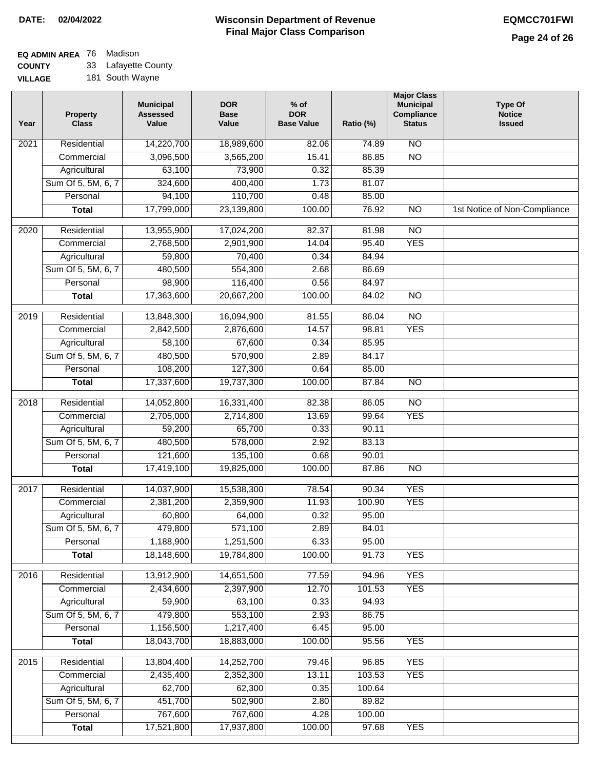**DATE: 02/04/2022**

# Wisconsin Department of Revenue
## Final Major Class Comparison

**EQMCC701FWI**

**EQ ADMIN AREA** 76 Madison
**COUNTY** 33 Lafayette County
**VILLAGE** 181 South Wayne

| Year | Property Class | Municipal Assessed Value | DOR Base Value | % of DOR Base Value | Ratio (%) | Major Class Municipal Compliance Status | Type Of Notice Issued |
|---|---|---|---|---|---|---|---|
| 2021 | Residential | 14,220,700 | 18,989,600 | 82.06 | 74.89 | NO | |
| | Commercial | 3,096,500 | 3,565,200 | 15.41 | 86.85 | NO | |
| | Agricultural | 63,100 | 73,900 | 0.32 | 85.39 | | |
| | Sum Of 5, 5M, 6, 7 | 324,600 | 400,400 | 1.73 | 81.07 | | |
| | Personal | 94,100 | 110,700 | 0.48 | 85.00 | | |
| | **Total** | 17,799,000 | 23,139,800 | 100.00 | 76.92 | NO | 1st Notice of Non-Compliance |
| 2020 | Residential | 13,955,900 | 17,024,200 | 82.37 | 81.98 | NO | |
| | Commercial | 2,768,500 | 2,901,900 | 14.04 | 95.40 | YES | |
| | Agricultural | 59,800 | 70,400 | 0.34 | 84.94 | | |
| | Sum Of 5, 5M, 6, 7 | 480,500 | 554,300 | 2.68 | 86.69 | | |
| | Personal | 98,900 | 116,400 | 0.56 | 84.97 | | |
| | **Total** | 17,363,600 | 20,667,200 | 100.00 | 84.02 | NO | |
| 2019 | Residential | 13,848,300 | 16,094,900 | 81.55 | 86.04 | NO | |
| | Commercial | 2,842,500 | 2,876,600 | 14.57 | 98.81 | YES | |
| | Agricultural | 58,100 | 67,600 | 0.34 | 85.95 | | |
| | Sum Of 5, 5M, 6, 7 | 480,500 | 570,900 | 2.89 | 84.17 | | |
| | Personal | 108,200 | 127,300 | 0.64 | 85.00 | | |
| | **Total** | 17,337,600 | 19,737,300 | 100.00 | 87.84 | NO | |
| 2018 | Residential | 14,052,800 | 16,331,400 | 82.38 | 86.05 | NO | |
| | Commercial | 2,705,000 | 2,714,800 | 13.69 | 99.64 | YES | |
| | Agricultural | 59,200 | 65,700 | 0.33 | 90.11 | | |
| | Sum Of 5, 5M, 6, 7 | 480,500 | 578,000 | 2.92 | 83.13 | | |
| | Personal | 121,600 | 135,100 | 0.68 | 90.01 | | |
| | **Total** | 17,419,100 | 19,825,000 | 100.00 | 87.86 | NO | |
| 2017 | Residential | 14,037,900 | 15,538,300 | 78.54 | 90.34 | YES | |
| | Commercial | 2,381,200 | 2,359,900 | 11.93 | 100.90 | YES | |
| | Agricultural | 60,800 | 64,000 | 0.32 | 95.00 | | |
| | Sum Of 5, 5M, 6, 7 | 479,800 | 571,100 | 2.89 | 84.01 | | |
| | Personal | 1,188,900 | 1,251,500 | 6.33 | 95.00 | | |
| | **Total** | 18,148,600 | 19,784,800 | 100.00 | 91.73 | YES | |
| 2016 | Residential | 13,912,900 | 14,651,500 | 77.59 | 94.96 | YES | |
| | Commercial | 2,434,600 | 2,397,900 | 12.70 | 101.53 | YES | |
| | Agricultural | 59,900 | 63,100 | 0.33 | 94.93 | | |
| | Sum Of 5, 5M, 6, 7 | 479,800 | 553,100 | 2.93 | 86.75 | | |
| | Personal | 1,156,500 | 1,217,400 | 6.45 | 95.00 | | |
| | **Total** | 18,043,700 | 18,883,000 | 100.00 | 95.56 | YES | |
| 2015 | Residential | 13,804,400 | 14,252,700 | 79.46 | 96.85 | YES | |
| | Commercial | 2,435,400 | 2,352,300 | 13.11 | 103.53 | YES | |
| | Agricultural | 62,700 | 62,300 | 0.35 | 100.64 | | |
| | Sum Of 5, 5M, 6, 7 | 451,700 | 502,900 | 2.80 | 89.82 | | |
| | Personal | 767,600 | 767,600 | 4.28 | 100.00 | | |
| | **Total** | 17,521,800 | 17,937,800 | 100.00 | 97.68 | YES | |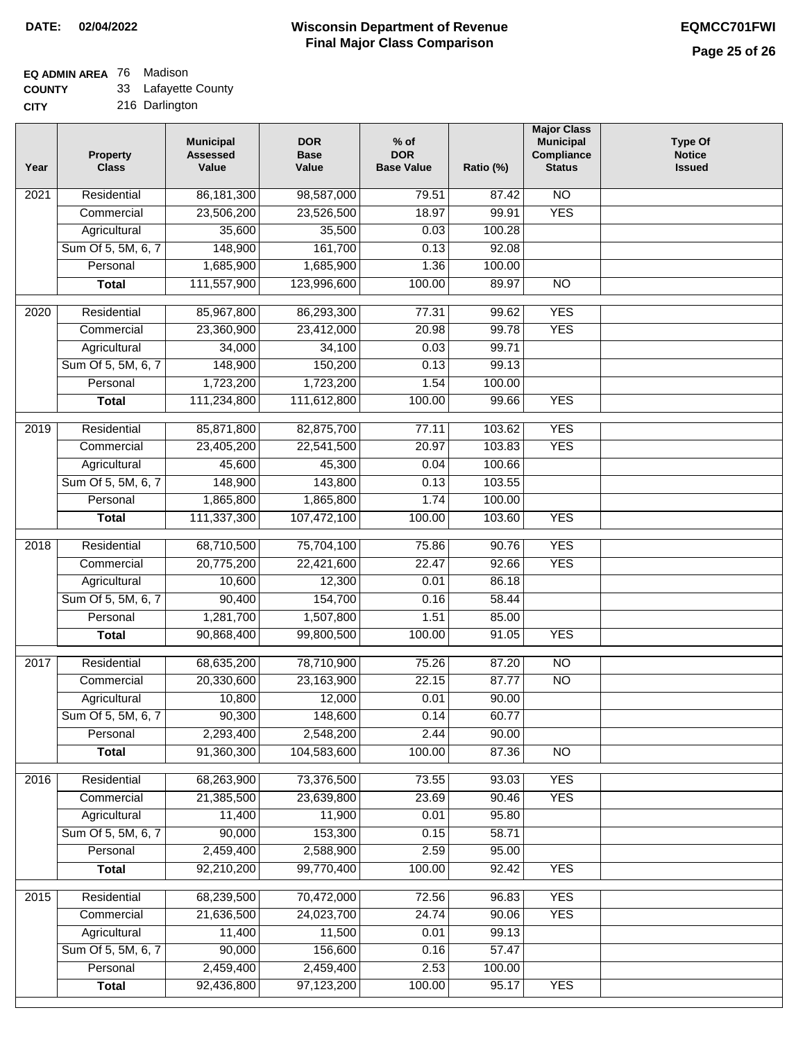**DATE:** 02/04/2022

# Wisconsin Department of Revenue
## Final Major Class Comparison

**EQMCC701FWI**

**EQ ADMIN AREA** 76 Madison
**COUNTY** 33 Lafayette County
**CITY** 216 Darlington

| Year | Property Class | Municipal Assessed Value | DOR Base Value | % of DOR Base Value | Ratio (%) | Major Class Municipal Compliance Status | Type Of Notice Issued |
|---|---|---|---|---|---|---|---|
| 2021 | Residential | 86,181,300 | 98,587,000 | 79.51 | 87.42 | NO | |
| | Commercial | 23,506,200 | 23,526,500 | 18.97 | 99.91 | YES | |
| | Agricultural | 35,600 | 35,500 | 0.03 | 100.28 | | |
| | Sum Of 5, 5M, 6, 7 | 148,900 | 161,700 | 0.13 | 92.08 | | |
| | Personal | 1,685,900 | 1,685,900 | 1.36 | 100.00 | | |
| | **Total** | 111,557,900 | 123,996,600 | 100.00 | 89.97 | NO | |
| 2020 | Residential | 85,967,800 | 86,293,300 | 77.31 | 99.62 | YES | |
| | Commercial | 23,360,900 | 23,412,000 | 20.98 | 99.78 | YES | |
| | Agricultural | 34,000 | 34,100 | 0.03 | 99.71 | | |
| | Sum Of 5, 5M, 6, 7 | 148,900 | 150,200 | 0.13 | 99.13 | | |
| | Personal | 1,723,200 | 1,723,200 | 1.54 | 100.00 | | |
| | **Total** | 111,234,800 | 111,612,800 | 100.00 | 99.66 | YES | |
| 2019 | Residential | 85,871,800 | 82,875,700 | 77.11 | 103.62 | YES | |
| | Commercial | 23,405,200 | 22,541,500 | 20.97 | 103.83 | YES | |
| | Agricultural | 45,600 | 45,300 | 0.04 | 100.66 | | |
| | Sum Of 5, 5M, 6, 7 | 148,900 | 143,800 | 0.13 | 103.55 | | |
| | Personal | 1,865,800 | 1,865,800 | 1.74 | 100.00 | | |
| | **Total** | 111,337,300 | 107,472,100 | 100.00 | 103.60 | YES | |
| 2018 | Residential | 68,710,500 | 75,704,100 | 75.86 | 90.76 | YES | |
| | Commercial | 20,775,200 | 22,421,600 | 22.47 | 92.66 | YES | |
| | Agricultural | 10,600 | 12,300 | 0.01 | 86.18 | | |
| | Sum Of 5, 5M, 6, 7 | 90,400 | 154,700 | 0.16 | 58.44 | | |
| | Personal | 1,281,700 | 1,507,800 | 1.51 | 85.00 | | |
| | **Total** | 90,868,400 | 99,800,500 | 100.00 | 91.05 | YES | |
| 2017 | Residential | 68,635,200 | 78,710,900 | 75.26 | 87.20 | NO | |
| | Commercial | 20,330,600 | 23,163,900 | 22.15 | 87.77 | NO | |
| | Agricultural | 10,800 | 12,000 | 0.01 | 90.00 | | |
| | Sum Of 5, 5M, 6, 7 | 90,300 | 148,600 | 0.14 | 60.77 | | |
| | Personal | 2,293,400 | 2,548,200 | 2.44 | 90.00 | | |
| | **Total** | 91,360,300 | 104,583,600 | 100.00 | 87.36 | NO | |
| 2016 | Residential | 68,263,900 | 73,376,500 | 73.55 | 93.03 | YES | |
| | Commercial | 21,385,500 | 23,639,800 | 23.69 | 90.46 | YES | |
| | Agricultural | 11,400 | 11,900 | 0.01 | 95.80 | | |
| | Sum Of 5, 5M, 6, 7 | 90,000 | 153,300 | 0.15 | 58.71 | | |
| | Personal | 2,459,400 | 2,588,900 | 2.59 | 95.00 | | |
| | **Total** | 92,210,200 | 99,770,400 | 100.00 | 92.42 | YES | |
| 2015 | Residential | 68,239,500 | 70,472,000 | 72.56 | 96.83 | YES | |
| | Commercial | 21,636,500 | 24,023,700 | 24.74 | 90.06 | YES | |
| | Agricultural | 11,400 | 11,500 | 0.01 | 99.13 | | |
| | Sum Of 5, 5M, 6, 7 | 90,000 | 156,600 | 0.16 | 57.47 | | |
| | Personal | 2,459,400 | 2,459,400 | 2.53 | 100.00 | | |
| | **Total** | 92,436,800 | 97,123,200 | 100.00 | 95.17 | YES | |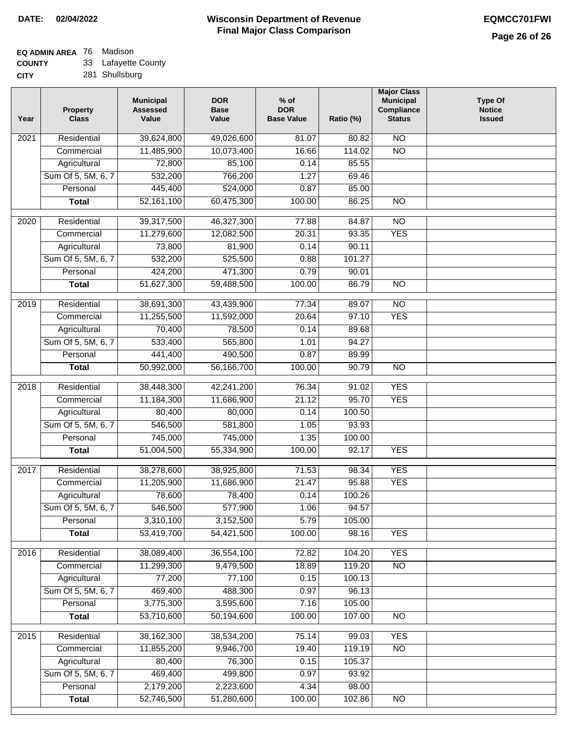**DATE: 02/04/2022**

# Wisconsin Department of Revenue
## Final Major Class Comparison

**EQMCC701FWI**

**EQ ADMIN AREA** 76 Madison
**COUNTY** 33 Lafayette County
**CITY** 281 Shullsburg

| Year | Property Class | Municipal Assessed Value | DOR Base Value | % of DOR Base Value | Ratio (%) | Major Class Municipal Compliance Status | Type Of Notice Issued |
|---|---|---|---|---|---|---|---|
| 2021 | Residential | 39,624,800 | 49,026,600 | 81.07 | 80.82 | NO | |
| | Commercial | 11,485,900 | 10,073,400 | 16.66 | 114.02 | NO | |
| | Agricultural | 72,800 | 85,100 | 0.14 | 85.55 | | |
| | Sum Of 5, 5M, 6, 7 | 532,200 | 766,200 | 1.27 | 69.46 | | |
| | Personal | 445,400 | 524,000 | 0.87 | 85.00 | | |
| | **Total** | 52,161,100 | 60,475,300 | 100.00 | 86.25 | NO | |
| 2020 | Residential | 39,317,500 | 46,327,300 | 77.88 | 84.87 | NO | |
| | Commercial | 11,279,600 | 12,082,500 | 20.31 | 93.35 | YES | |
| | Agricultural | 73,800 | 81,900 | 0.14 | 90.11 | | |
| | Sum Of 5, 5M, 6, 7 | 532,200 | 525,500 | 0.88 | 101.27 | | |
| | Personal | 424,200 | 471,300 | 0.79 | 90.01 | | |
| | **Total** | 51,627,300 | 59,488,500 | 100.00 | 86.79 | NO | |
| 2019 | Residential | 38,691,300 | 43,439,900 | 77.34 | 89.07 | NO | |
| | Commercial | 11,255,500 | 11,592,000 | 20.64 | 97.10 | YES | |
| | Agricultural | 70,400 | 78,500 | 0.14 | 89.68 | | |
| | Sum Of 5, 5M, 6, 7 | 533,400 | 565,800 | 1.01 | 94.27 | | |
| | Personal | 441,400 | 490,500 | 0.87 | 89.99 | | |
| | **Total** | 50,992,000 | 56,166,700 | 100.00 | 90.79 | NO | |
| 2018 | Residential | 38,448,300 | 42,241,200 | 76.34 | 91.02 | YES | |
| | Commercial | 11,184,300 | 11,686,900 | 21.12 | 95.70 | YES | |
| | Agricultural | 80,400 | 80,000 | 0.14 | 100.50 | | |
| | Sum Of 5, 5M, 6, 7 | 546,500 | 581,800 | 1.05 | 93.93 | | |
| | Personal | 745,000 | 745,000 | 1.35 | 100.00 | | |
| | **Total** | 51,004,500 | 55,334,900 | 100.00 | 92.17 | YES | |
| 2017 | Residential | 38,278,600 | 38,925,800 | 71.53 | 98.34 | YES | |
| | Commercial | 11,205,900 | 11,686,900 | 21.47 | 95.88 | YES | |
| | Agricultural | 78,600 | 78,400 | 0.14 | 100.26 | | |
| | Sum Of 5, 5M, 6, 7 | 546,500 | 577,900 | 1.06 | 94.57 | | |
| | Personal | 3,310,100 | 3,152,500 | 5.79 | 105.00 | | |
| | **Total** | 53,419,700 | 54,421,500 | 100.00 | 98.16 | YES | |
| 2016 | Residential | 38,089,400 | 36,554,100 | 72.82 | 104.20 | YES | |
| | Commercial | 11,299,300 | 9,479,500 | 18.89 | 119.20 | NO | |
| | Agricultural | 77,200 | 77,100 | 0.15 | 100.13 | | |
| | Sum Of 5, 5M, 6, 7 | 469,400 | 488,300 | 0.97 | 96.13 | | |
| | Personal | 3,775,300 | 3,595,600 | 7.16 | 105.00 | | |
| | **Total** | 53,710,600 | 50,194,600 | 100.00 | 107.00 | NO | |
| 2015 | Residential | 38,162,300 | 38,534,200 | 75.14 | 99.03 | YES | |
| | Commercial | 11,855,200 | 9,946,700 | 19.40 | 119.19 | NO | |
| | Agricultural | 80,400 | 76,300 | 0.15 | 105.37 | | |
| | Sum Of 5, 5M, 6, 7 | 469,400 | 499,800 | 0.97 | 93.92 | | |
| | Personal | 2,179,200 | 2,223,600 | 4.34 | 98.00 | | |
| | **Total** | 52,746,500 | 51,280,600 | 100.00 | 102.86 | NO | |